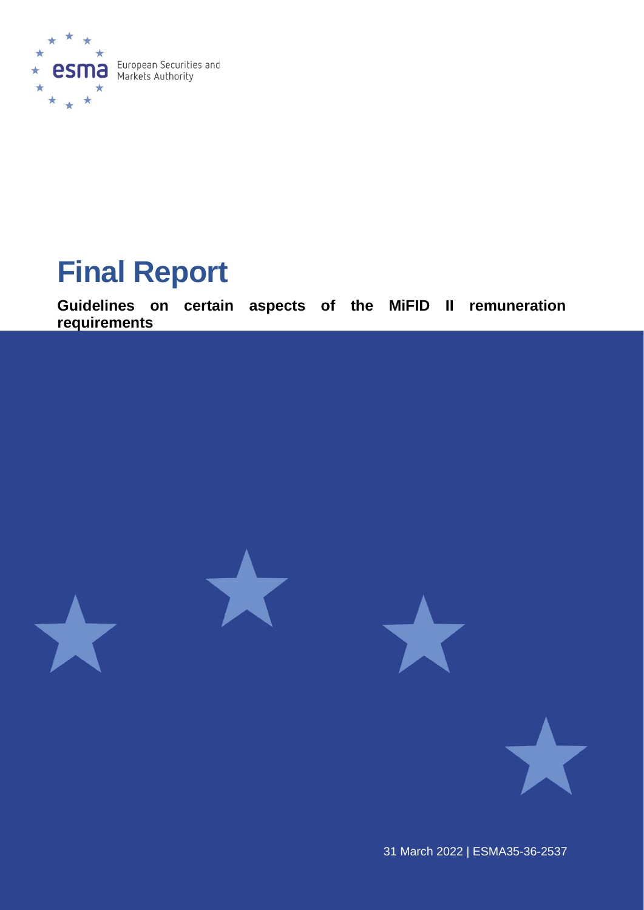# Final Report

**Guidelines on certain aspects of the MiFID II remuneration requirements**

31 March 2022 | ESMA35-36-2537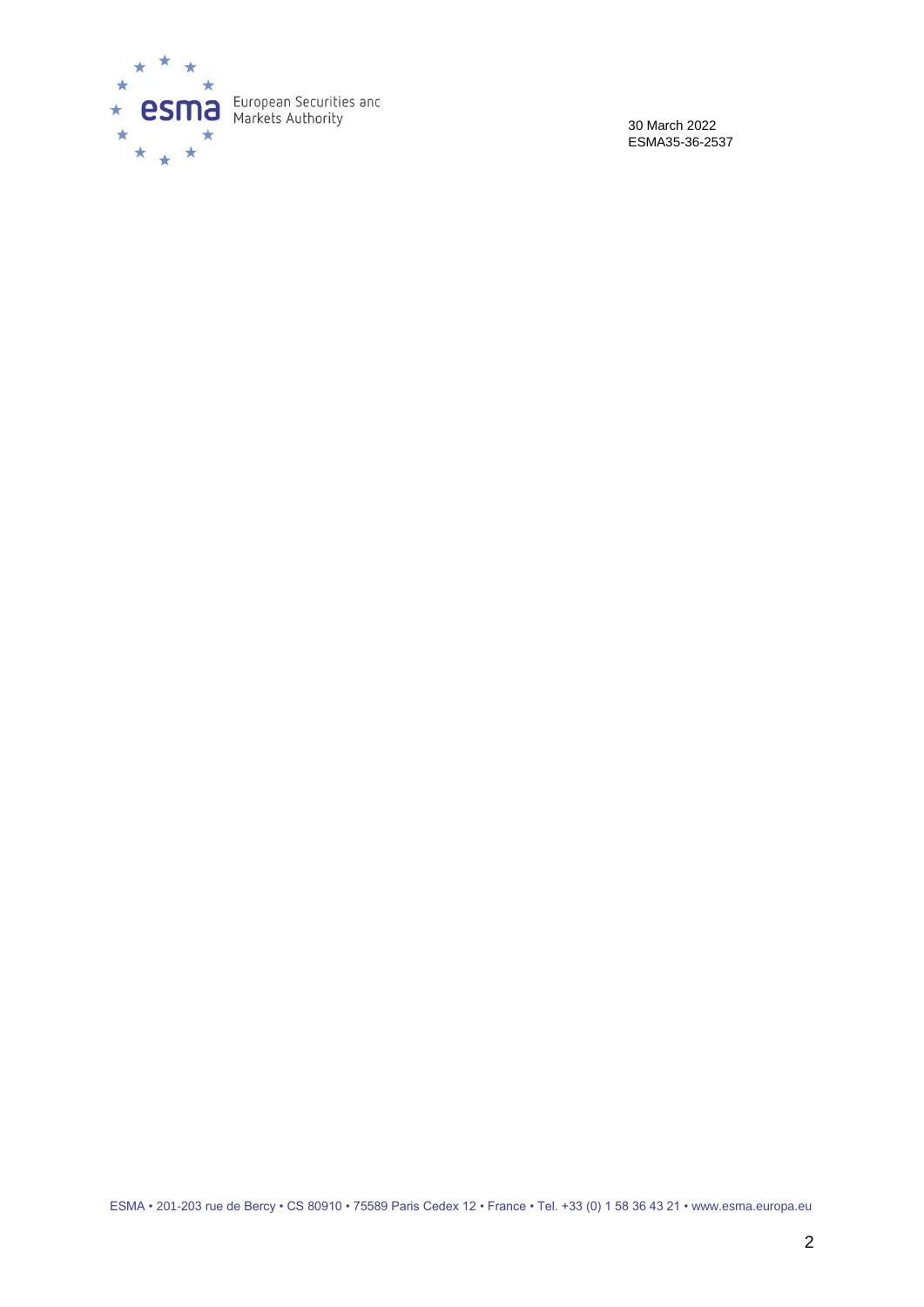30 March 2022
ESMA35-36-2537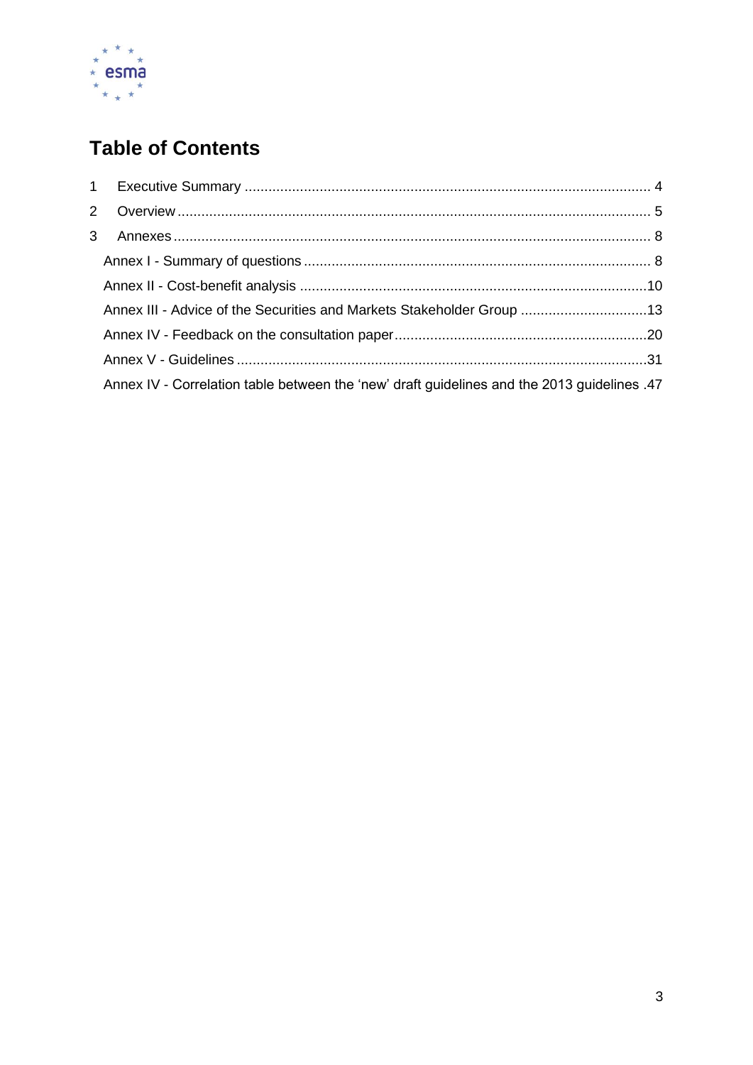# Table of Contents

1 Executive Summary ..................................................................................................... 4

2 Overview ...................................................................................................................... 5

3 Annexes ....................................................................................................................... 8

Annex I - Summary of questions ....................................................................................... 8

Annex II - Cost-benefit analysis .......................................................................................10

Annex III - Advice of the Securities and Markets Stakeholder Group ................................13

Annex IV - Feedback on the consultation paper...............................................................20

Annex V - Guidelines .......................................................................................................31

Annex IV - Correlation table between the 'new' draft guidelines and the 2013 guidelines .47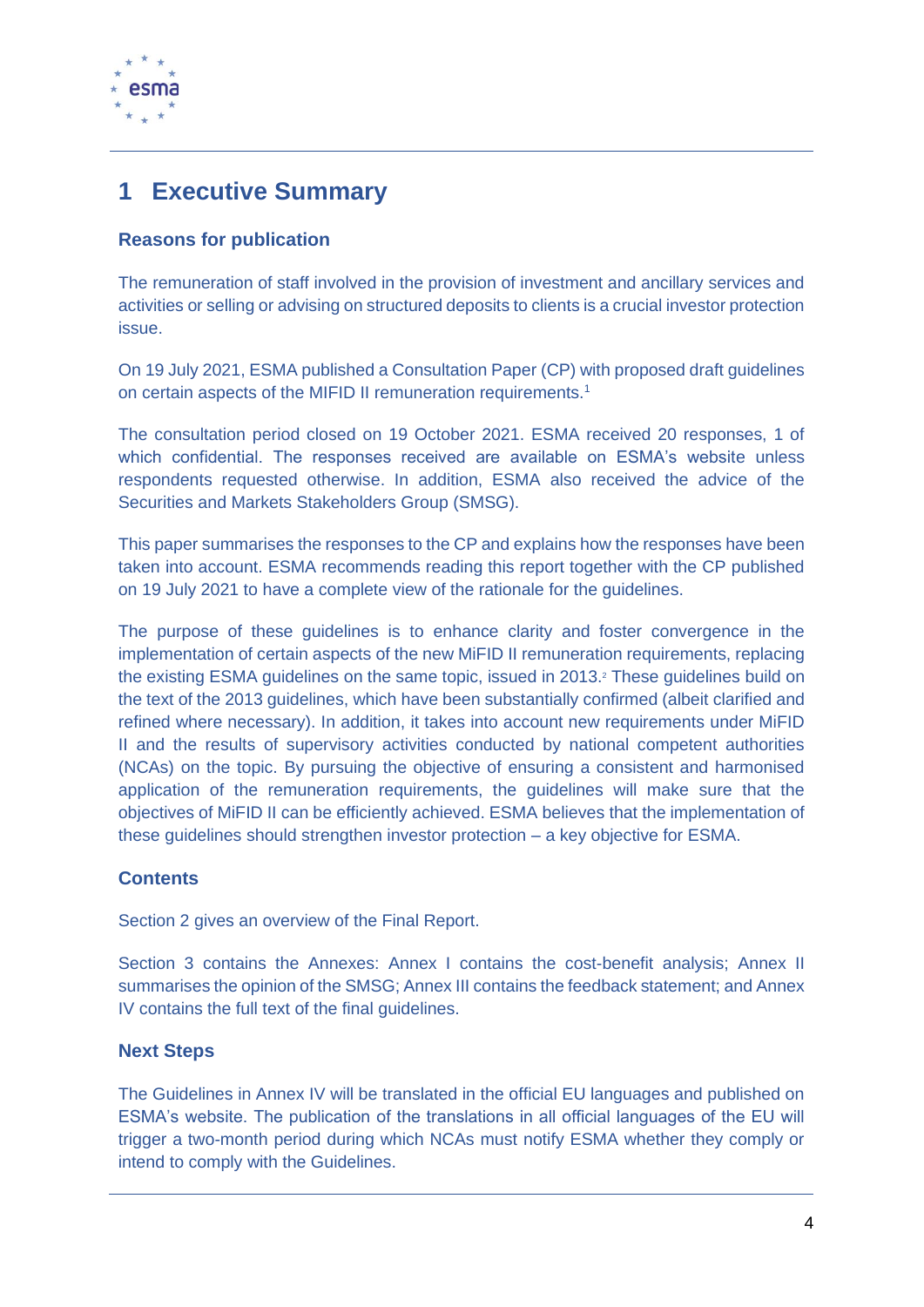# 1 Executive Summary

### Reasons for publication

The remuneration of staff involved in the provision of investment and ancillary services and activities or selling or advising on structured deposits to clients is a crucial investor protection issue.

On 19 July 2021, ESMA published a Consultation Paper (CP) with proposed draft guidelines on certain aspects of the MIFID II remuneration requirements.[1]

The consultation period closed on 19 October 2021. ESMA received 20 responses, 1 of which confidential. The responses received are available on ESMA's website unless respondents requested otherwise. In addition, ESMA also received the advice of the Securities and Markets Stakeholders Group (SMSG).

This paper summarises the responses to the CP and explains how the responses have been taken into account. ESMA recommends reading this report together with the CP published on 19 July 2021 to have a complete view of the rationale for the guidelines.

The purpose of these guidelines is to enhance clarity and foster convergence in the implementation of certain aspects of the new MiFID II remuneration requirements, replacing the existing ESMA guidelines on the same topic, issued in 2013.[2] These guidelines build on the text of the 2013 guidelines, which have been substantially confirmed (albeit clarified and refined where necessary). In addition, it takes into account new requirements under MiFID II and the results of supervisory activities conducted by national competent authorities (NCAs) on the topic. By pursuing the objective of ensuring a consistent and harmonised application of the remuneration requirements, the guidelines will make sure that the objectives of MiFID II can be efficiently achieved. ESMA believes that the implementation of these guidelines should strengthen investor protection – a key objective for ESMA.

### Contents

Section 2 gives an overview of the Final Report.

Section 3 contains the Annexes: Annex I contains the cost-benefit analysis; Annex II summarises the opinion of the SMSG; Annex III contains the feedback statement; and Annex IV contains the full text of the final guidelines.

### Next Steps

The Guidelines in Annex IV will be translated in the official EU languages and published on ESMA's website. The publication of the translations in all official languages of the EU will trigger a two-month period during which NCAs must notify ESMA whether they comply or intend to comply with the Guidelines.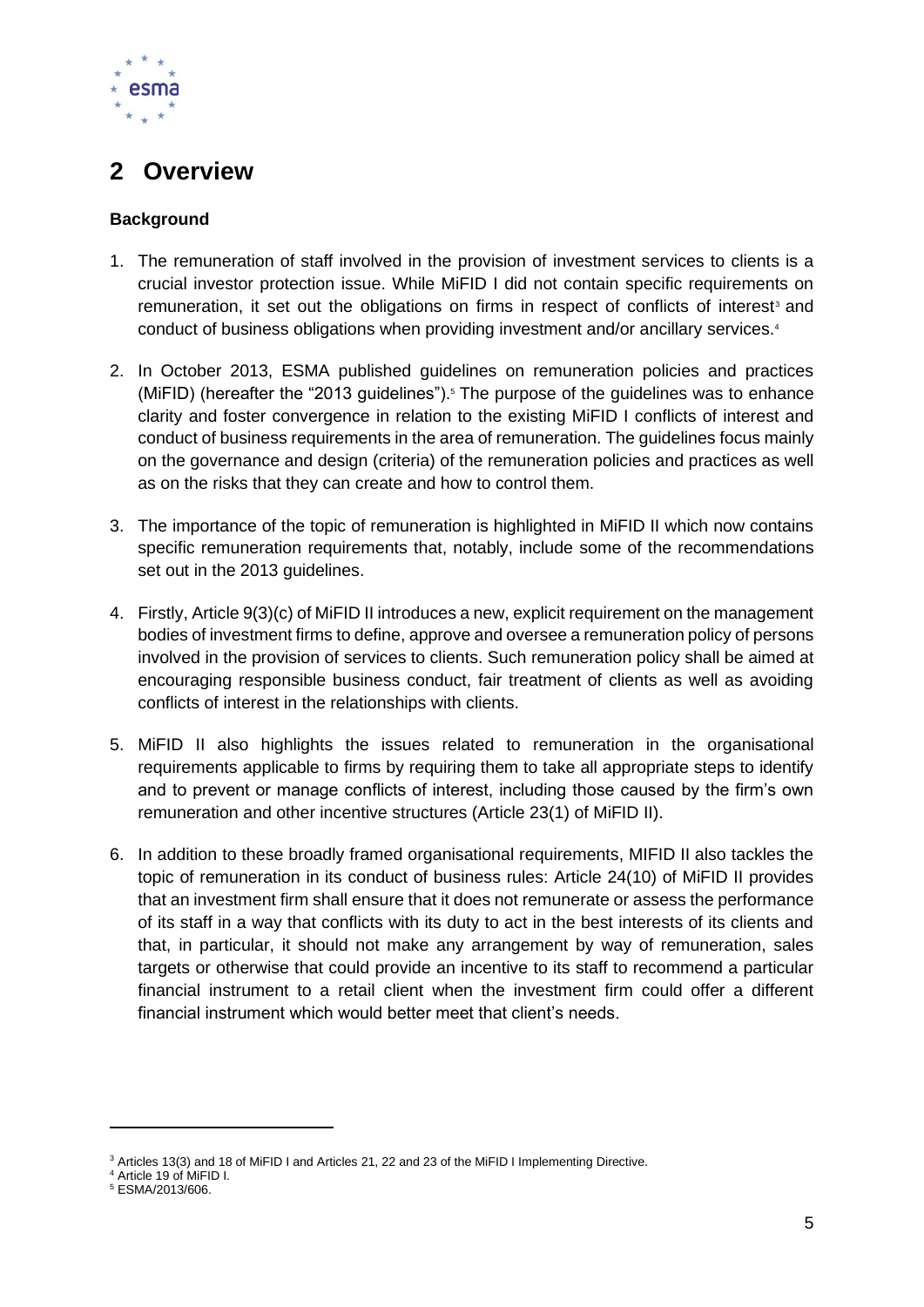# 2 Overview

**Background**

1. The remuneration of staff involved in the provision of investment services to clients is a crucial investor protection issue. While MiFID I did not contain specific requirements on remuneration, it set out the obligations on firms in respect of conflicts of interest[3] and conduct of business obligations when providing investment and/or ancillary services.[4]

2. In October 2013, ESMA published guidelines on remuneration policies and practices (MiFID) (hereafter the "2013 guidelines").[5] The purpose of the guidelines was to enhance clarity and foster convergence in relation to the existing MiFID I conflicts of interest and conduct of business requirements in the area of remuneration. The guidelines focus mainly on the governance and design (criteria) of the remuneration policies and practices as well as on the risks that they can create and how to control them.

3. The importance of the topic of remuneration is highlighted in MiFID II which now contains specific remuneration requirements that, notably, include some of the recommendations set out in the 2013 guidelines.

4. Firstly, Article 9(3)(c) of MiFID II introduces a new, explicit requirement on the management bodies of investment firms to define, approve and oversee a remuneration policy of persons involved in the provision of services to clients. Such remuneration policy shall be aimed at encouraging responsible business conduct, fair treatment of clients as well as avoiding conflicts of interest in the relationships with clients.

5. MiFID II also highlights the issues related to remuneration in the organisational requirements applicable to firms by requiring them to take all appropriate steps to identify and to prevent or manage conflicts of interest, including those caused by the firm's own remuneration and other incentive structures (Article 23(1) of MiFID II).

6. In addition to these broadly framed organisational requirements, MIFID II also tackles the topic of remuneration in its conduct of business rules: Article 24(10) of MiFID II provides that an investment firm shall ensure that it does not remunerate or assess the performance of its staff in a way that conflicts with its duty to act in the best interests of its clients and that, in particular, it should not make any arrangement by way of remuneration, sales targets or otherwise that could provide an incentive to its staff to recommend a particular financial instrument to a retail client when the investment firm could offer a different financial instrument which would better meet that client's needs.

---

[3] Articles 13(3) and 18 of MiFID I and Articles 21, 22 and 23 of the MiFID I Implementing Directive.

[4] Article 19 of MiFID I.

[5] ESMA/2013/606.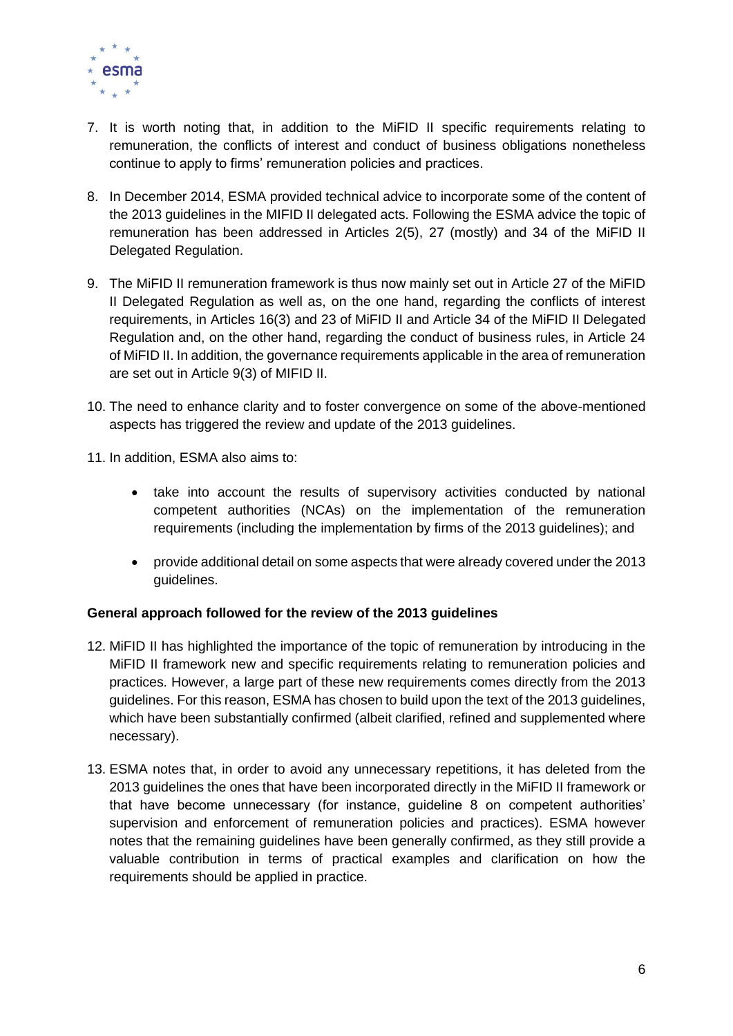7. It is worth noting that, in addition to the MiFID II specific requirements relating to remuneration, the conflicts of interest and conduct of business obligations nonetheless continue to apply to firms' remuneration policies and practices.

8. In December 2014, ESMA provided technical advice to incorporate some of the content of the 2013 guidelines in the MIFID II delegated acts. Following the ESMA advice the topic of remuneration has been addressed in Articles 2(5), 27 (mostly) and 34 of the MiFID II Delegated Regulation.

9. The MiFID II remuneration framework is thus now mainly set out in Article 27 of the MiFID II Delegated Regulation as well as, on the one hand, regarding the conflicts of interest requirements, in Articles 16(3) and 23 of MiFID II and Article 34 of the MiFID II Delegated Regulation and, on the other hand, regarding the conduct of business rules, in Article 24 of MiFID II. In addition, the governance requirements applicable in the area of remuneration are set out in Article 9(3) of MIFID II.

10. The need to enhance clarity and to foster convergence on some of the above-mentioned aspects has triggered the review and update of the 2013 guidelines.

11. In addition, ESMA also aims to:

    - take into account the results of supervisory activities conducted by national competent authorities (NCAs) on the implementation of the remuneration requirements (including the implementation by firms of the 2013 guidelines); and

    - provide additional detail on some aspects that were already covered under the 2013 guidelines.

**General approach followed for the review of the 2013 guidelines**

12. MiFID II has highlighted the importance of the topic of remuneration by introducing in the MiFID II framework new and specific requirements relating to remuneration policies and practices. However, a large part of these new requirements comes directly from the 2013 guidelines. For this reason, ESMA has chosen to build upon the text of the 2013 guidelines, which have been substantially confirmed (albeit clarified, refined and supplemented where necessary).

13. ESMA notes that, in order to avoid any unnecessary repetitions, it has deleted from the 2013 guidelines the ones that have been incorporated directly in the MiFID II framework or that have become unnecessary (for instance, guideline 8 on competent authorities' supervision and enforcement of remuneration policies and practices). ESMA however notes that the remaining guidelines have been generally confirmed, as they still provide a valuable contribution in terms of practical examples and clarification on how the requirements should be applied in practice.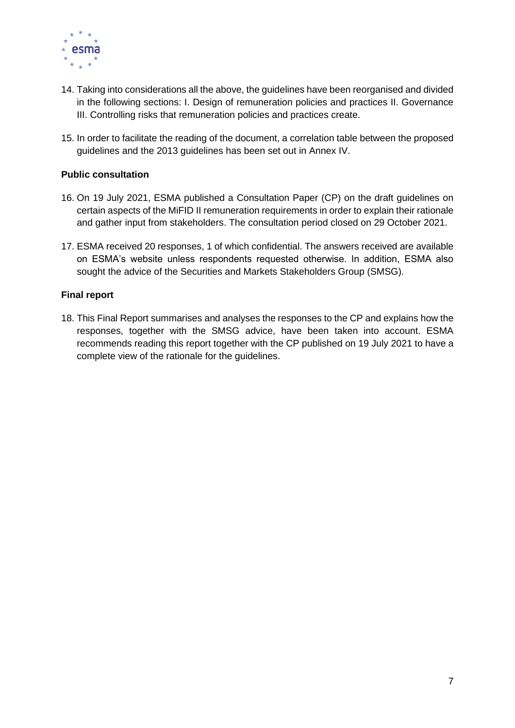14. Taking into considerations all the above, the guidelines have been reorganised and divided in the following sections: I. Design of remuneration policies and practices II. Governance III. Controlling risks that remuneration policies and practices create.

15. In order to facilitate the reading of the document, a correlation table between the proposed guidelines and the 2013 guidelines has been set out in Annex IV.

**Public consultation**

16. On 19 July 2021, ESMA published a Consultation Paper (CP) on the draft guidelines on certain aspects of the MiFID II remuneration requirements in order to explain their rationale and gather input from stakeholders. The consultation period closed on 29 October 2021.

17. ESMA received 20 responses, 1 of which confidential. The answers received are available on ESMA's website unless respondents requested otherwise. In addition, ESMA also sought the advice of the Securities and Markets Stakeholders Group (SMSG).

**Final report**

18. This Final Report summarises and analyses the responses to the CP and explains how the responses, together with the SMSG advice, have been taken into account. ESMA recommends reading this report together with the CP published on 19 July 2021 to have a complete view of the rationale for the guidelines.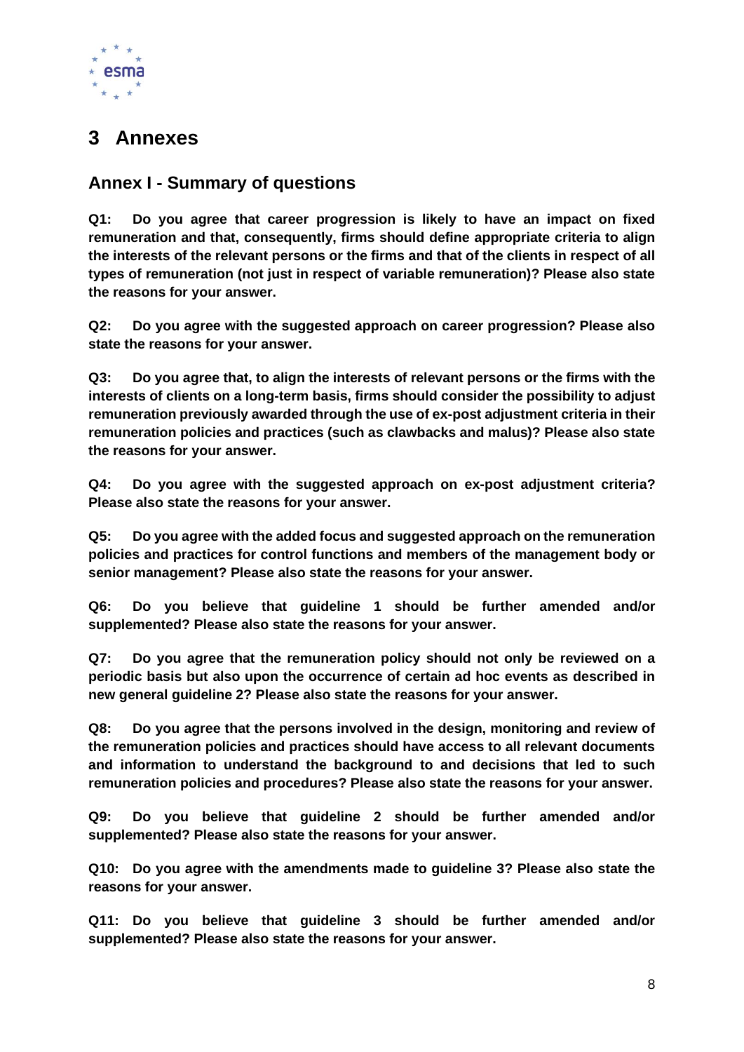# 3 Annexes

## Annex I - Summary of questions

**Q1: Do you agree that career progression is likely to have an impact on fixed remuneration and that, consequently, firms should define appropriate criteria to align the interests of the relevant persons or the firms and that of the clients in respect of all types of remuneration (not just in respect of variable remuneration)? Please also state the reasons for your answer.**

**Q2: Do you agree with the suggested approach on career progression? Please also state the reasons for your answer.**

**Q3: Do you agree that, to align the interests of relevant persons or the firms with the interests of clients on a long-term basis, firms should consider the possibility to adjust remuneration previously awarded through the use of ex-post adjustment criteria in their remuneration policies and practices (such as clawbacks and malus)? Please also state the reasons for your answer.**

**Q4: Do you agree with the suggested approach on ex-post adjustment criteria? Please also state the reasons for your answer.**

**Q5: Do you agree with the added focus and suggested approach on the remuneration policies and practices for control functions and members of the management body or senior management? Please also state the reasons for your answer.**

**Q6: Do you believe that guideline 1 should be further amended and/or supplemented? Please also state the reasons for your answer.**

**Q7: Do you agree that the remuneration policy should not only be reviewed on a periodic basis but also upon the occurrence of certain ad hoc events as described in new general guideline 2? Please also state the reasons for your answer.**

**Q8: Do you agree that the persons involved in the design, monitoring and review of the remuneration policies and practices should have access to all relevant documents and information to understand the background to and decisions that led to such remuneration policies and procedures? Please also state the reasons for your answer.**

**Q9: Do you believe that guideline 2 should be further amended and/or supplemented? Please also state the reasons for your answer.**

**Q10: Do you agree with the amendments made to guideline 3? Please also state the reasons for your answer.**

**Q11: Do you believe that guideline 3 should be further amended and/or supplemented? Please also state the reasons for your answer.**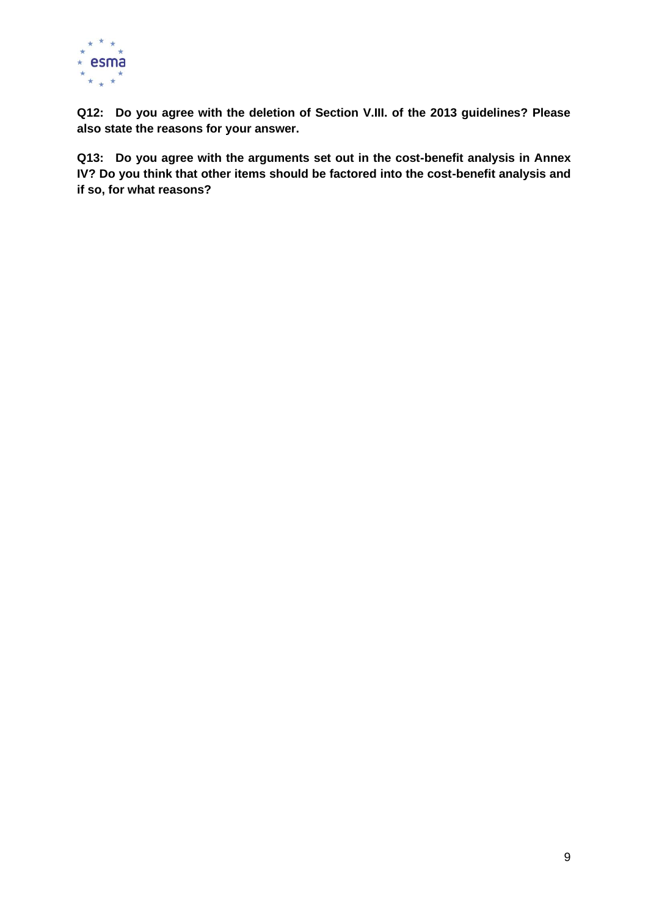**Q12: Do you agree with the deletion of Section V.III. of the 2013 guidelines? Please also state the reasons for your answer.**

**Q13: Do you agree with the arguments set out in the cost-benefit analysis in Annex IV? Do you think that other items should be factored into the cost-benefit analysis and if so, for what reasons?**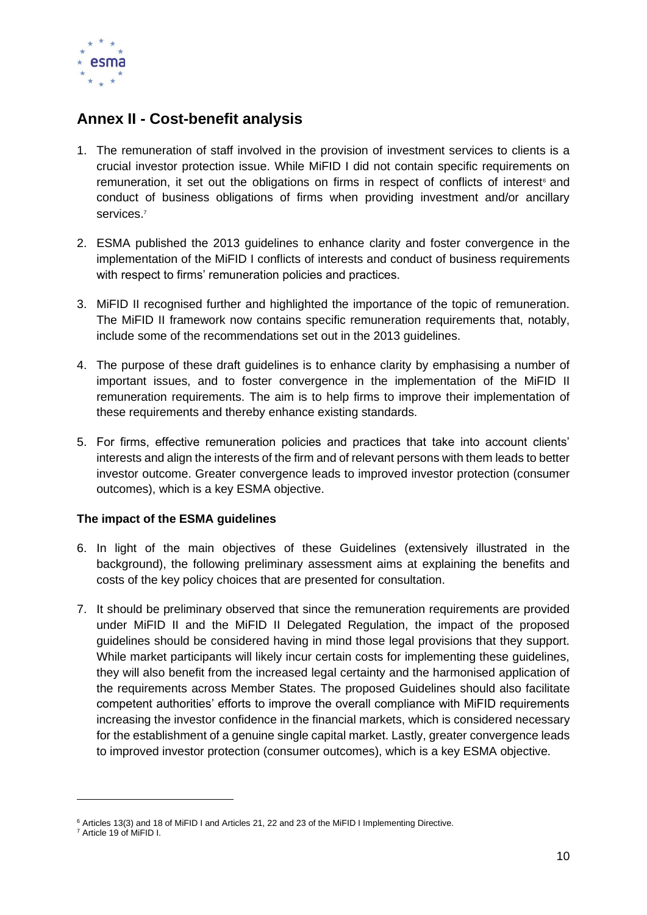## Annex II - Cost-benefit analysis

1. The remuneration of staff involved in the provision of investment services to clients is a crucial investor protection issue. While MiFID I did not contain specific requirements on remuneration, it set out the obligations on firms in respect of conflicts of interest[6] and conduct of business obligations of firms when providing investment and/or ancillary services.[7]

2. ESMA published the 2013 guidelines to enhance clarity and foster convergence in the implementation of the MiFID I conflicts of interests and conduct of business requirements with respect to firms' remuneration policies and practices.

3. MiFID II recognised further and highlighted the importance of the topic of remuneration. The MiFID II framework now contains specific remuneration requirements that, notably, include some of the recommendations set out in the 2013 guidelines.

4. The purpose of these draft guidelines is to enhance clarity by emphasising a number of important issues, and to foster convergence in the implementation of the MiFID II remuneration requirements. The aim is to help firms to improve their implementation of these requirements and thereby enhance existing standards.

5. For firms, effective remuneration policies and practices that take into account clients' interests and align the interests of the firm and of relevant persons with them leads to better investor outcome. Greater convergence leads to improved investor protection (consumer outcomes), which is a key ESMA objective.

**The impact of the ESMA guidelines**

6. In light of the main objectives of these Guidelines (extensively illustrated in the background), the following preliminary assessment aims at explaining the benefits and costs of the key policy choices that are presented for consultation.

7. It should be preliminary observed that since the remuneration requirements are provided under MiFID II and the MiFID II Delegated Regulation, the impact of the proposed guidelines should be considered having in mind those legal provisions that they support. While market participants will likely incur certain costs for implementing these guidelines, they will also benefit from the increased legal certainty and the harmonised application of the requirements across Member States. The proposed Guidelines should also facilitate competent authorities' efforts to improve the overall compliance with MiFID requirements increasing the investor confidence in the financial markets, which is considered necessary for the establishment of a genuine single capital market. Lastly, greater convergence leads to improved investor protection (consumer outcomes), which is a key ESMA objective.

---

[6] Articles 13(3) and 18 of MiFID I and Articles 21, 22 and 23 of the MiFID I Implementing Directive.

[7] Article 19 of MiFID I.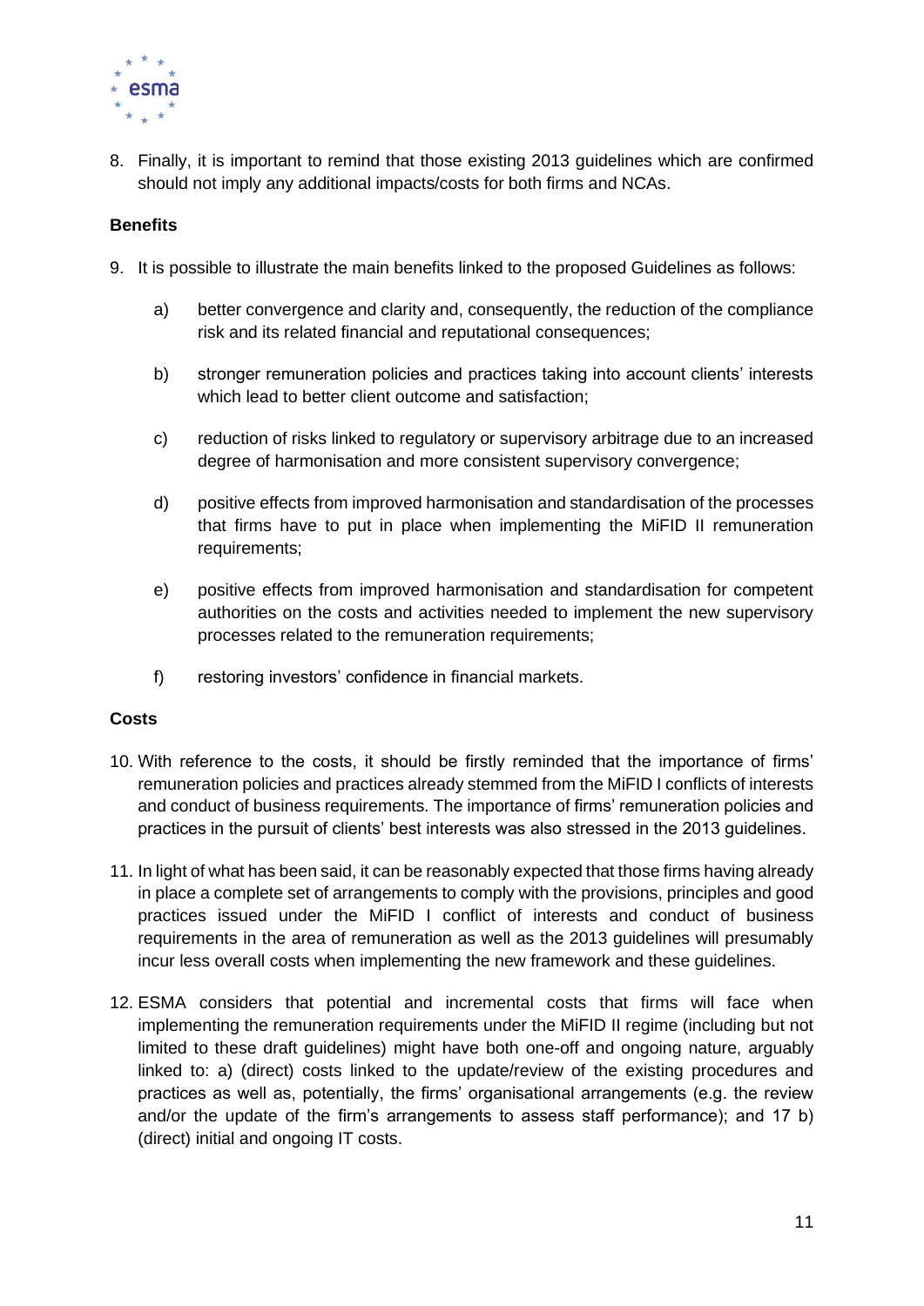8. Finally, it is important to remind that those existing 2013 guidelines which are confirmed should not imply any additional impacts/costs for both firms and NCAs.

**Benefits**

9. It is possible to illustrate the main benefits linked to the proposed Guidelines as follows:

    a) better convergence and clarity and, consequently, the reduction of the compliance risk and its related financial and reputational consequences;

    b) stronger remuneration policies and practices taking into account clients' interests which lead to better client outcome and satisfaction;

    c) reduction of risks linked to regulatory or supervisory arbitrage due to an increased degree of harmonisation and more consistent supervisory convergence;

    d) positive effects from improved harmonisation and standardisation of the processes that firms have to put in place when implementing the MiFID II remuneration requirements;

    e) positive effects from improved harmonisation and standardisation for competent authorities on the costs and activities needed to implement the new supervisory processes related to the remuneration requirements;

    f) restoring investors' confidence in financial markets.

**Costs**

10. With reference to the costs, it should be firstly reminded that the importance of firms' remuneration policies and practices already stemmed from the MiFID I conflicts of interests and conduct of business requirements. The importance of firms' remuneration policies and practices in the pursuit of clients' best interests was also stressed in the 2013 guidelines.

11. In light of what has been said, it can be reasonably expected that those firms having already in place a complete set of arrangements to comply with the provisions, principles and good practices issued under the MiFID I conflict of interests and conduct of business requirements in the area of remuneration as well as the 2013 guidelines will presumably incur less overall costs when implementing the new framework and these guidelines.

12. ESMA considers that potential and incremental costs that firms will face when implementing the remuneration requirements under the MiFID II regime (including but not limited to these draft guidelines) might have both one-off and ongoing nature, arguably linked to: a) (direct) costs linked to the update/review of the existing procedures and practices as well as, potentially, the firms' organisational arrangements (e.g. the review and/or the update of the firm's arrangements to assess staff performance); and 17 b) (direct) initial and ongoing IT costs.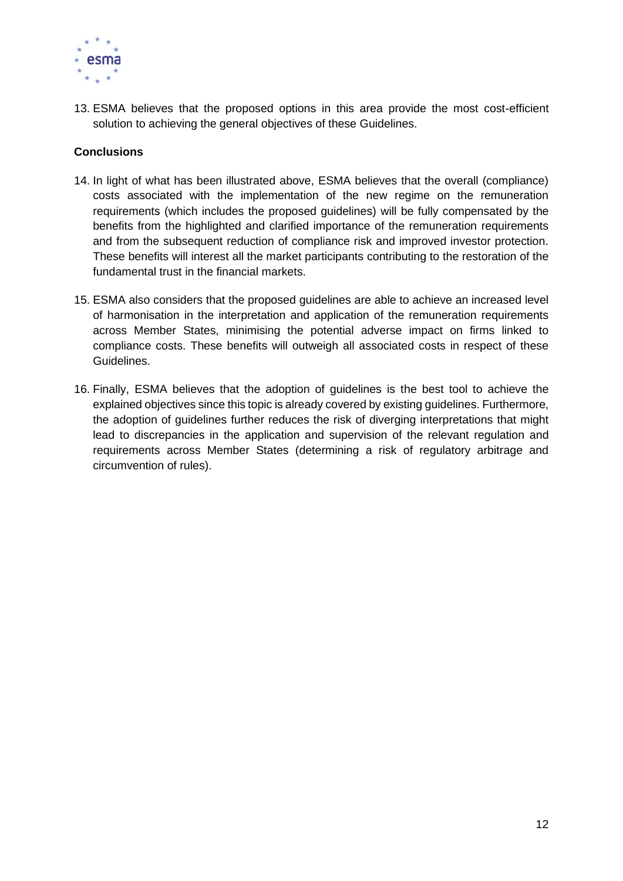13. ESMA believes that the proposed options in this area provide the most cost-efficient solution to achieving the general objectives of these Guidelines.

**Conclusions**

14. In light of what has been illustrated above, ESMA believes that the overall (compliance) costs associated with the implementation of the new regime on the remuneration requirements (which includes the proposed guidelines) will be fully compensated by the benefits from the highlighted and clarified importance of the remuneration requirements and from the subsequent reduction of compliance risk and improved investor protection. These benefits will interest all the market participants contributing to the restoration of the fundamental trust in the financial markets.

15. ESMA also considers that the proposed guidelines are able to achieve an increased level of harmonisation in the interpretation and application of the remuneration requirements across Member States, minimising the potential adverse impact on firms linked to compliance costs. These benefits will outweigh all associated costs in respect of these Guidelines.

16. Finally, ESMA believes that the adoption of guidelines is the best tool to achieve the explained objectives since this topic is already covered by existing guidelines. Furthermore, the adoption of guidelines further reduces the risk of diverging interpretations that might lead to discrepancies in the application and supervision of the relevant regulation and requirements across Member States (determining a risk of regulatory arbitrage and circumvention of rules).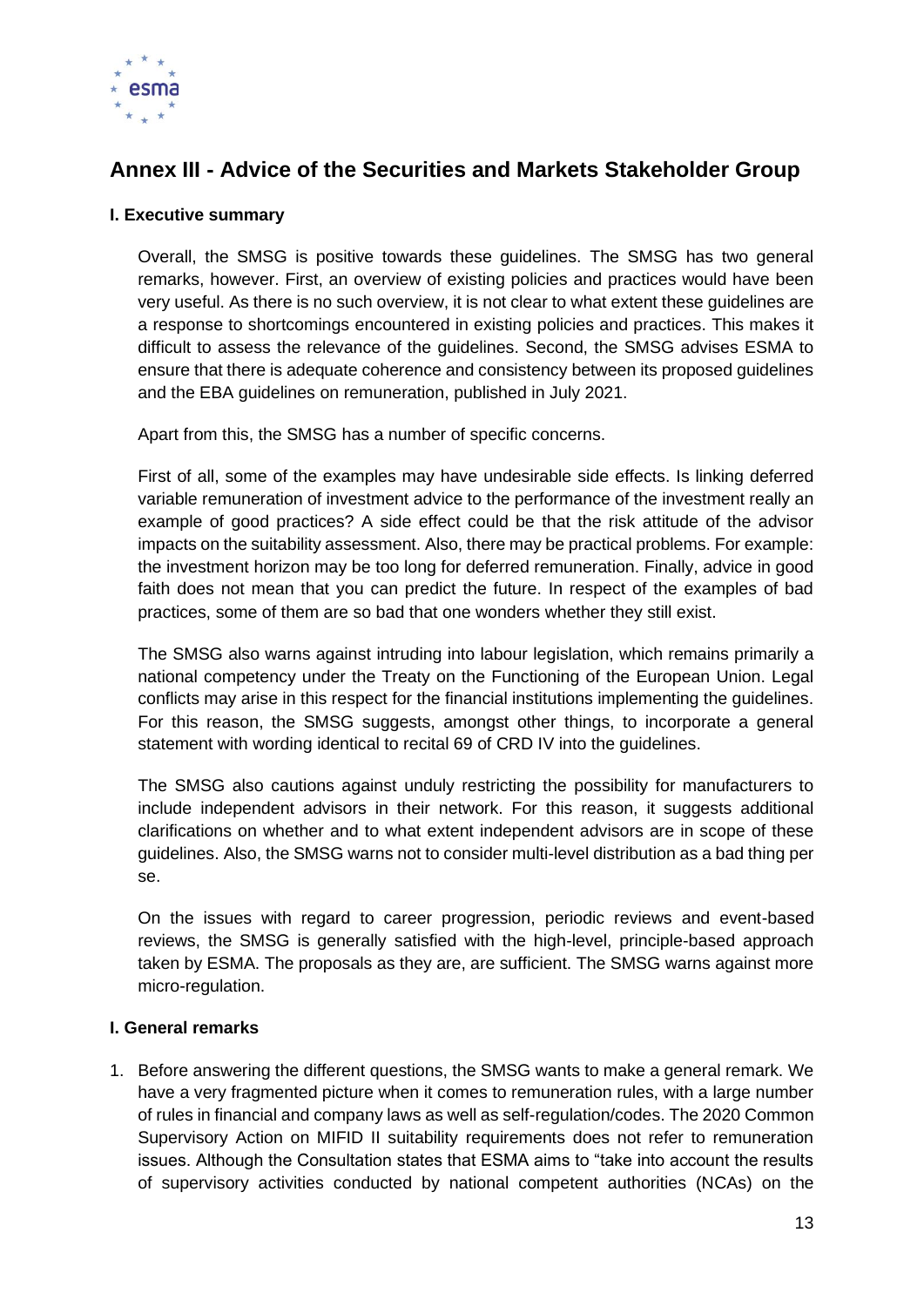## Annex III - Advice of the Securities and Markets Stakeholder Group

### I. Executive summary

Overall, the SMSG is positive towards these guidelines. The SMSG has two general remarks, however. First, an overview of existing policies and practices would have been very useful. As there is no such overview, it is not clear to what extent these guidelines are a response to shortcomings encountered in existing policies and practices. This makes it difficult to assess the relevance of the guidelines. Second, the SMSG advises ESMA to ensure that there is adequate coherence and consistency between its proposed guidelines and the EBA guidelines on remuneration, published in July 2021.

Apart from this, the SMSG has a number of specific concerns.

First of all, some of the examples may have undesirable side effects. Is linking deferred variable remuneration of investment advice to the performance of the investment really an example of good practices? A side effect could be that the risk attitude of the advisor impacts on the suitability assessment. Also, there may be practical problems. For example: the investment horizon may be too long for deferred remuneration. Finally, advice in good faith does not mean that you can predict the future. In respect of the examples of bad practices, some of them are so bad that one wonders whether they still exist.

The SMSG also warns against intruding into labour legislation, which remains primarily a national competency under the Treaty on the Functioning of the European Union. Legal conflicts may arise in this respect for the financial institutions implementing the guidelines. For this reason, the SMSG suggests, amongst other things, to incorporate a general statement with wording identical to recital 69 of CRD IV into the guidelines.

The SMSG also cautions against unduly restricting the possibility for manufacturers to include independent advisors in their network. For this reason, it suggests additional clarifications on whether and to what extent independent advisors are in scope of these guidelines. Also, the SMSG warns not to consider multi-level distribution as a bad thing per se.

On the issues with regard to career progression, periodic reviews and event-based reviews, the SMSG is generally satisfied with the high-level, principle-based approach taken by ESMA. The proposals as they are, are sufficient. The SMSG warns against more micro-regulation.

### I. General remarks

1. Before answering the different questions, the SMSG wants to make a general remark. We have a very fragmented picture when it comes to remuneration rules, with a large number of rules in financial and company laws as well as self-regulation/codes. The 2020 Common Supervisory Action on MIFID II suitability requirements does not refer to remuneration issues. Although the Consultation states that ESMA aims to "take into account the results of supervisory activities conducted by national competent authorities (NCAs) on the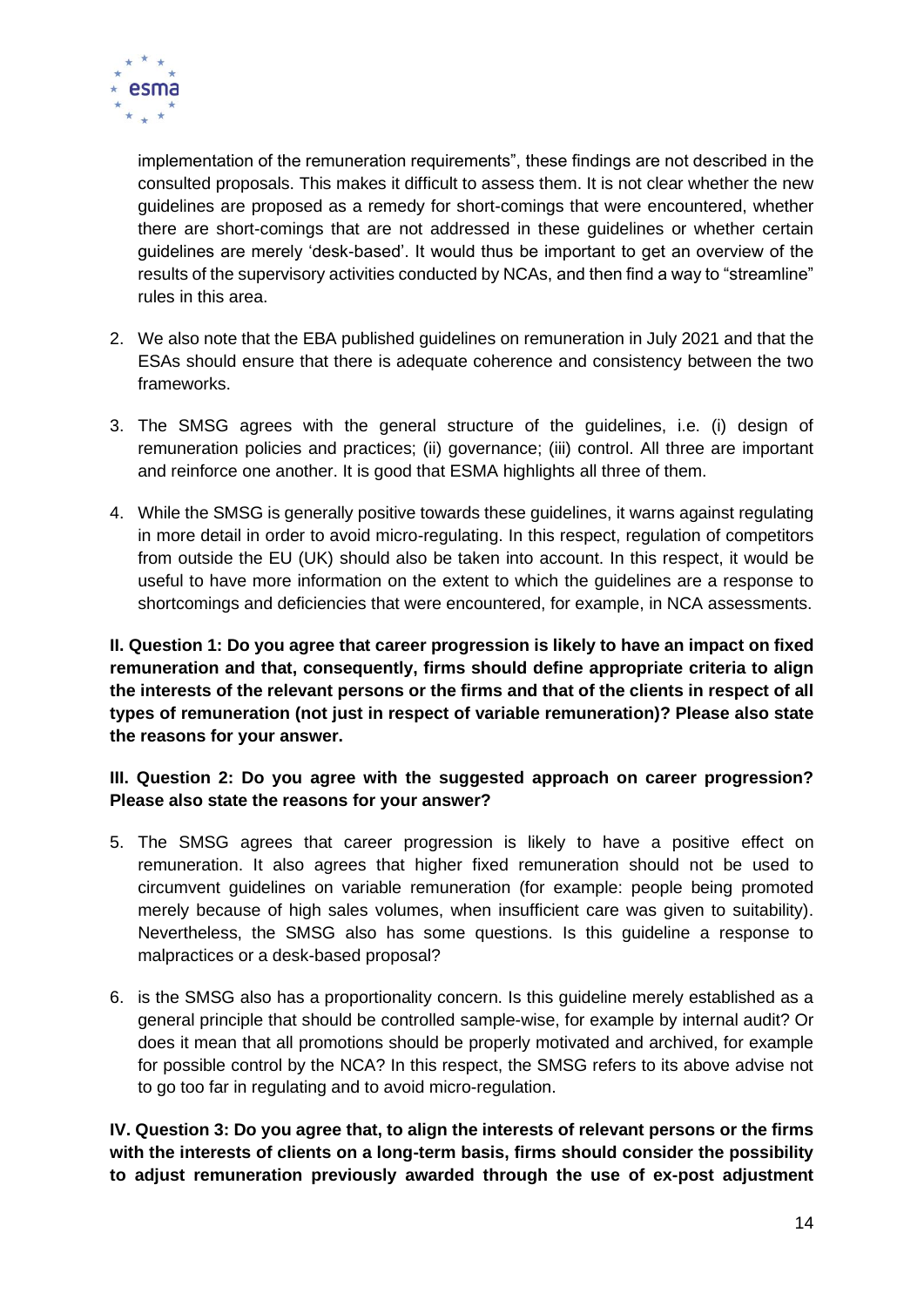implementation of the remuneration requirements", these findings are not described in the consulted proposals. This makes it difficult to assess them. It is not clear whether the new guidelines are proposed as a remedy for short-comings that were encountered, whether there are short-comings that are not addressed in these guidelines or whether certain guidelines are merely 'desk-based'. It would thus be important to get an overview of the results of the supervisory activities conducted by NCAs, and then find a way to "streamline" rules in this area.

2. We also note that the EBA published guidelines on remuneration in July 2021 and that the ESAs should ensure that there is adequate coherence and consistency between the two frameworks.

3. The SMSG agrees with the general structure of the guidelines, i.e. (i) design of remuneration policies and practices; (ii) governance; (iii) control. All three are important and reinforce one another. It is good that ESMA highlights all three of them.

4. While the SMSG is generally positive towards these guidelines, it warns against regulating in more detail in order to avoid micro-regulating. In this respect, regulation of competitors from outside the EU (UK) should also be taken into account. In this respect, it would be useful to have more information on the extent to which the guidelines are a response to shortcomings and deficiencies that were encountered, for example, in NCA assessments.

**II. Question 1: Do you agree that career progression is likely to have an impact on fixed remuneration and that, consequently, firms should define appropriate criteria to align the interests of the relevant persons or the firms and that of the clients in respect of all types of remuneration (not just in respect of variable remuneration)? Please also state the reasons for your answer.**

**III. Question 2: Do you agree with the suggested approach on career progression? Please also state the reasons for your answer?**

5. The SMSG agrees that career progression is likely to have a positive effect on remuneration. It also agrees that higher fixed remuneration should not be used to circumvent guidelines on variable remuneration (for example: people being promoted merely because of high sales volumes, when insufficient care was given to suitability). Nevertheless, the SMSG also has some questions. Is this guideline a response to malpractices or a desk-based proposal?

6. is the SMSG also has a proportionality concern. Is this guideline merely established as a general principle that should be controlled sample-wise, for example by internal audit? Or does it mean that all promotions should be properly motivated and archived, for example for possible control by the NCA? In this respect, the SMSG refers to its above advise not to go too far in regulating and to avoid micro-regulation.

**IV. Question 3: Do you agree that, to align the interests of relevant persons or the firms with the interests of clients on a long-term basis, firms should consider the possibility to adjust remuneration previously awarded through the use of ex-post adjustment**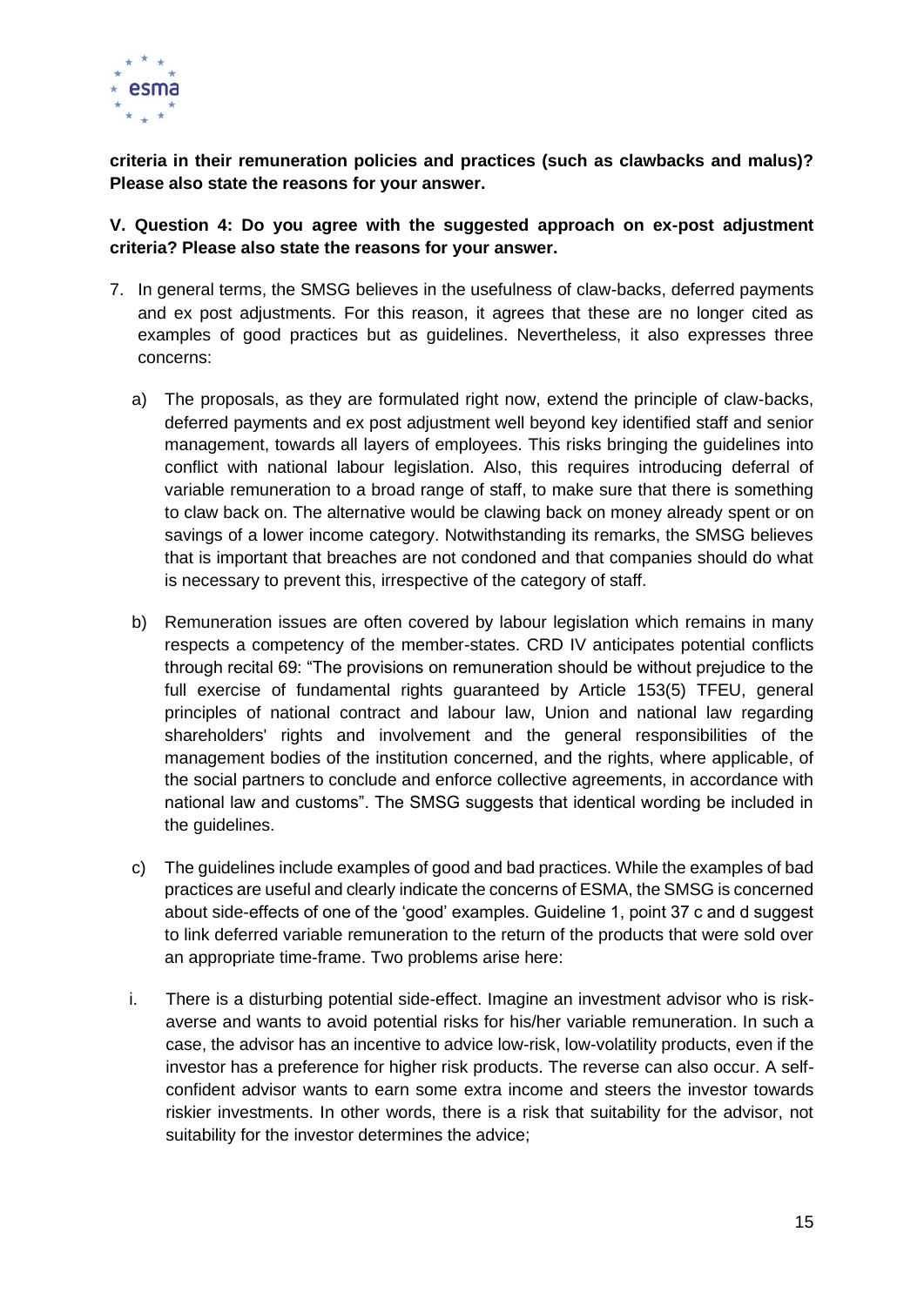**criteria in their remuneration policies and practices (such as clawbacks and malus)? Please also state the reasons for your answer.**

**V. Question 4: Do you agree with the suggested approach on ex-post adjustment criteria? Please also state the reasons for your answer.**

7. In general terms, the SMSG believes in the usefulness of claw-backs, deferred payments and ex post adjustments. For this reason, it agrees that these are no longer cited as examples of good practices but as guidelines. Nevertheless, it also expresses three concerns:

   a) The proposals, as they are formulated right now, extend the principle of claw-backs, deferred payments and ex post adjustment well beyond key identified staff and senior management, towards all layers of employees. This risks bringing the guidelines into conflict with national labour legislation. Also, this requires introducing deferral of variable remuneration to a broad range of staff, to make sure that there is something to claw back on. The alternative would be clawing back on money already spent or on savings of a lower income category. Notwithstanding its remarks, the SMSG believes that is important that breaches are not condoned and that companies should do what is necessary to prevent this, irrespective of the category of staff.

   b) Remuneration issues are often covered by labour legislation which remains in many respects a competency of the member-states. CRD IV anticipates potential conflicts through recital 69: "The provisions on remuneration should be without prejudice to the full exercise of fundamental rights guaranteed by Article 153(5) TFEU, general principles of national contract and labour law, Union and national law regarding shareholders' rights and involvement and the general responsibilities of the management bodies of the institution concerned, and the rights, where applicable, of the social partners to conclude and enforce collective agreements, in accordance with national law and customs". The SMSG suggests that identical wording be included in the guidelines.

   c) The guidelines include examples of good and bad practices. While the examples of bad practices are useful and clearly indicate the concerns of ESMA, the SMSG is concerned about side-effects of one of the 'good' examples. Guideline 1, point 37 c and d suggest to link deferred variable remuneration to the return of the products that were sold over an appropriate time-frame. Two problems arise here:

      i. There is a disturbing potential side-effect. Imagine an investment advisor who is risk-averse and wants to avoid potential risks for his/her variable remuneration. In such a case, the advisor has an incentive to advice low-risk, low-volatility products, even if the investor has a preference for higher risk products. The reverse can also occur. A self-confident advisor wants to earn some extra income and steers the investor towards riskier investments. In other words, there is a risk that suitability for the advisor, not suitability for the investor determines the advice;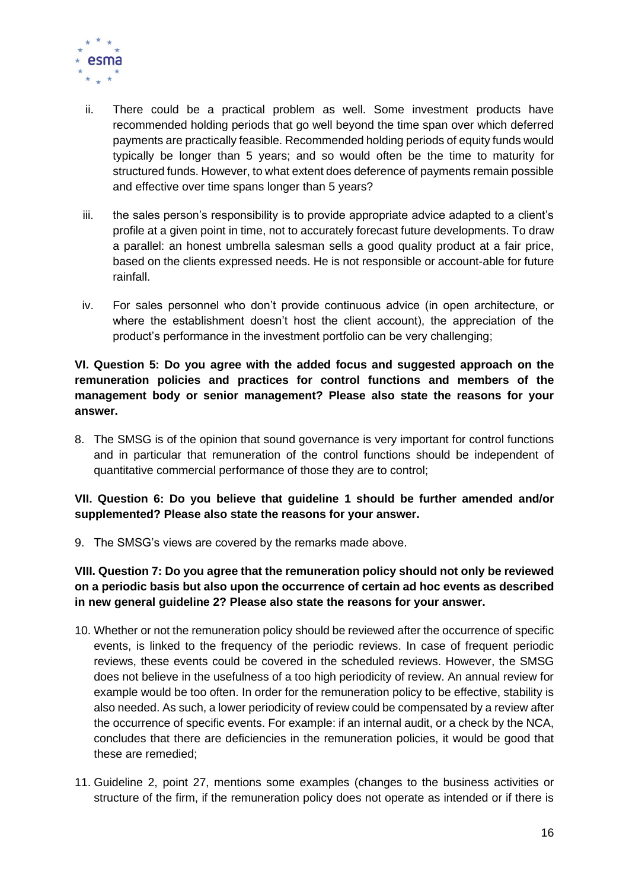ii. There could be a practical problem as well. Some investment products have recommended holding periods that go well beyond the time span over which deferred payments are practically feasible. Recommended holding periods of equity funds would typically be longer than 5 years; and so would often be the time to maturity for structured funds. However, to what extent does deference of payments remain possible and effective over time spans longer than 5 years?

iii. the sales person's responsibility is to provide appropriate advice adapted to a client's profile at a given point in time, not to accurately forecast future developments. To draw a parallel: an honest umbrella salesman sells a good quality product at a fair price, based on the clients expressed needs. He is not responsible or account-able for future rainfall.

iv. For sales personnel who don't provide continuous advice (in open architecture, or where the establishment doesn't host the client account), the appreciation of the product's performance in the investment portfolio can be very challenging;

**VI. Question 5: Do you agree with the added focus and suggested approach on the remuneration policies and practices for control functions and members of the management body or senior management? Please also state the reasons for your answer.**

8. The SMSG is of the opinion that sound governance is very important for control functions and in particular that remuneration of the control functions should be independent of quantitative commercial performance of those they are to control;

**VII. Question 6: Do you believe that guideline 1 should be further amended and/or supplemented? Please also state the reasons for your answer.**

9. The SMSG's views are covered by the remarks made above.

**VIII. Question 7: Do you agree that the remuneration policy should not only be reviewed on a periodic basis but also upon the occurrence of certain ad hoc events as described in new general guideline 2? Please also state the reasons for your answer.**

10. Whether or not the remuneration policy should be reviewed after the occurrence of specific events, is linked to the frequency of the periodic reviews. In case of frequent periodic reviews, these events could be covered in the scheduled reviews. However, the SMSG does not believe in the usefulness of a too high periodicity of review. An annual review for example would be too often. In order for the remuneration policy to be effective, stability is also needed. As such, a lower periodicity of review could be compensated by a review after the occurrence of specific events. For example: if an internal audit, or a check by the NCA, concludes that there are deficiencies in the remuneration policies, it would be good that these are remedied;

11. Guideline 2, point 27, mentions some examples (changes to the business activities or structure of the firm, if the remuneration policy does not operate as intended or if there is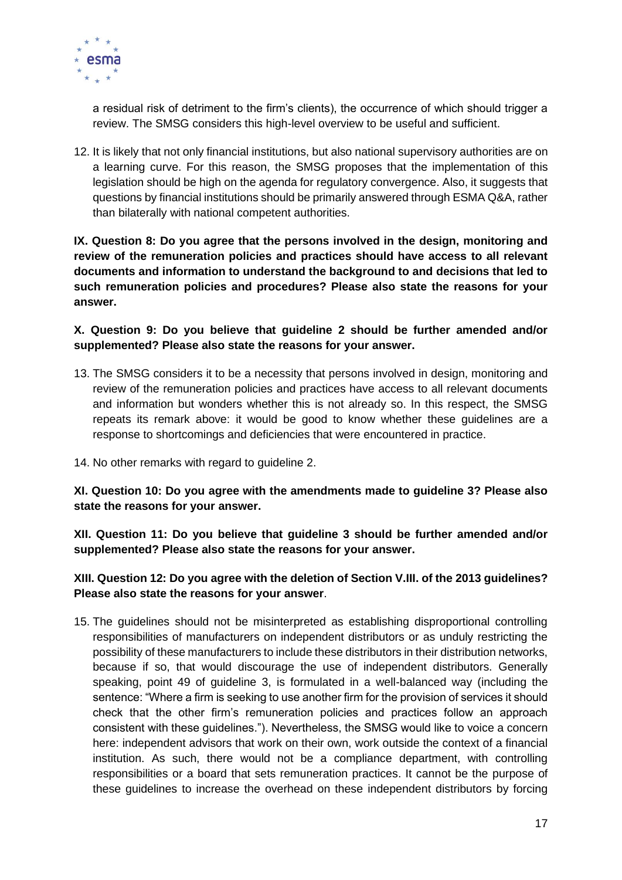a residual risk of detriment to the firm's clients), the occurrence of which should trigger a review. The SMSG considers this high-level overview to be useful and sufficient.

12. It is likely that not only financial institutions, but also national supervisory authorities are on a learning curve. For this reason, the SMSG proposes that the implementation of this legislation should be high on the agenda for regulatory convergence. Also, it suggests that questions by financial institutions should be primarily answered through ESMA Q&A, rather than bilaterally with national competent authorities.

**IX. Question 8: Do you agree that the persons involved in the design, monitoring and review of the remuneration policies and practices should have access to all relevant documents and information to understand the background to and decisions that led to such remuneration policies and procedures? Please also state the reasons for your answer.**

**X. Question 9: Do you believe that guideline 2 should be further amended and/or supplemented? Please also state the reasons for your answer.**

13. The SMSG considers it to be a necessity that persons involved in design, monitoring and review of the remuneration policies and practices have access to all relevant documents and information but wonders whether this is not already so. In this respect, the SMSG repeats its remark above: it would be good to know whether these guidelines are a response to shortcomings and deficiencies that were encountered in practice.

14. No other remarks with regard to guideline 2.

**XI. Question 10: Do you agree with the amendments made to guideline 3? Please also state the reasons for your answer.**

**XII. Question 11: Do you believe that guideline 3 should be further amended and/or supplemented? Please also state the reasons for your answer.**

**XIII. Question 12: Do you agree with the deletion of Section V.III. of the 2013 guidelines? Please also state the reasons for your answer**.

15. The guidelines should not be misinterpreted as establishing disproportional controlling responsibilities of manufacturers on independent distributors or as unduly restricting the possibility of these manufacturers to include these distributors in their distribution networks, because if so, that would discourage the use of independent distributors. Generally speaking, point 49 of guideline 3, is formulated in a well-balanced way (including the sentence: "Where a firm is seeking to use another firm for the provision of services it should check that the other firm's remuneration policies and practices follow an approach consistent with these guidelines."). Nevertheless, the SMSG would like to voice a concern here: independent advisors that work on their own, work outside the context of a financial institution. As such, there would not be a compliance department, with controlling responsibilities or a board that sets remuneration practices. It cannot be the purpose of these guidelines to increase the overhead on these independent distributors by forcing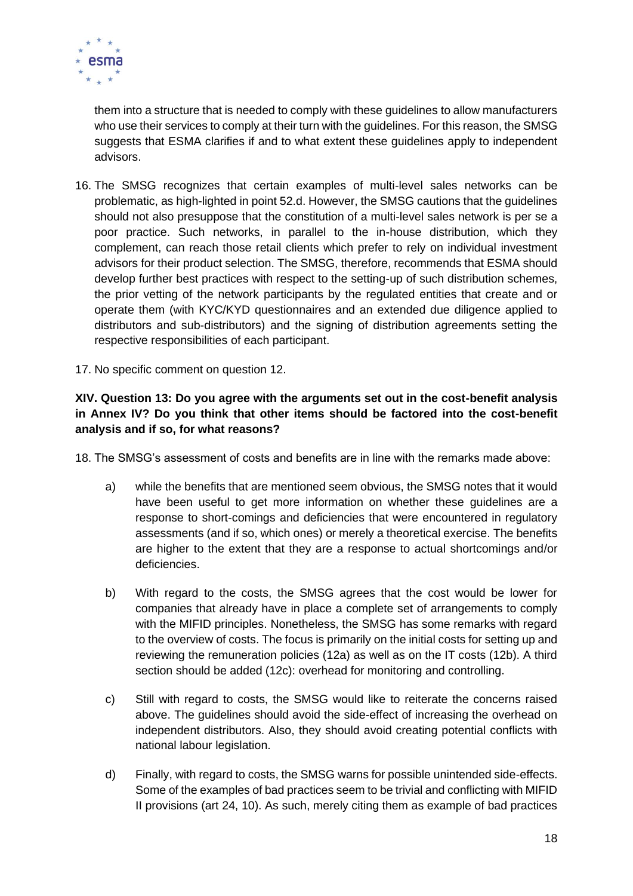them into a structure that is needed to comply with these guidelines to allow manufacturers who use their services to comply at their turn with the guidelines. For this reason, the SMSG suggests that ESMA clarifies if and to what extent these guidelines apply to independent advisors.

16. The SMSG recognizes that certain examples of multi-level sales networks can be problematic, as high-lighted in point 52.d. However, the SMSG cautions that the guidelines should not also presuppose that the constitution of a multi-level sales network is per se a poor practice. Such networks, in parallel to the in-house distribution, which they complement, can reach those retail clients which prefer to rely on individual investment advisors for their product selection. The SMSG, therefore, recommends that ESMA should develop further best practices with respect to the setting-up of such distribution schemes, the prior vetting of the network participants by the regulated entities that create and or operate them (with KYC/KYD questionnaires and an extended due diligence applied to distributors and sub-distributors) and the signing of distribution agreements setting the respective responsibilities of each participant.

17. No specific comment on question 12.

### XIV. Question 13: Do you agree with the arguments set out in the cost-benefit analysis in Annex IV? Do you think that other items should be factored into the cost-benefit analysis and if so, for what reasons?

18. The SMSG's assessment of costs and benefits are in line with the remarks made above:

    a) while the benefits that are mentioned seem obvious, the SMSG notes that it would have been useful to get more information on whether these guidelines are a response to short-comings and deficiencies that were encountered in regulatory assessments (and if so, which ones) or merely a theoretical exercise. The benefits are higher to the extent that they are a response to actual shortcomings and/or deficiencies.

    b) With regard to the costs, the SMSG agrees that the cost would be lower for companies that already have in place a complete set of arrangements to comply with the MIFID principles. Nonetheless, the SMSG has some remarks with regard to the overview of costs. The focus is primarily on the initial costs for setting up and reviewing the remuneration policies (12a) as well as on the IT costs (12b). A third section should be added (12c): overhead for monitoring and controlling.

    c) Still with regard to costs, the SMSG would like to reiterate the concerns raised above. The guidelines should avoid the side-effect of increasing the overhead on independent distributors. Also, they should avoid creating potential conflicts with national labour legislation.

    d) Finally, with regard to costs, the SMSG warns for possible unintended side-effects. Some of the examples of bad practices seem to be trivial and conflicting with MIFID II provisions (art 24, 10). As such, merely citing them as example of bad practices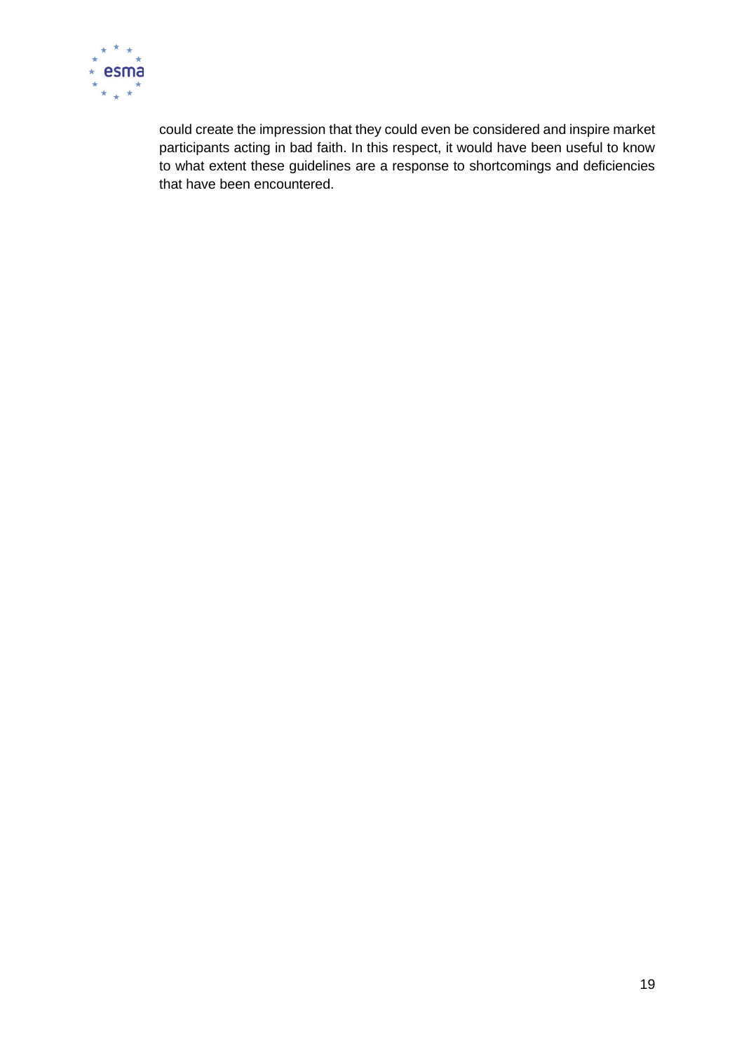could create the impression that they could even be considered and inspire market participants acting in bad faith. In this respect, it would have been useful to know to what extent these guidelines are a response to shortcomings and deficiencies that have been encountered.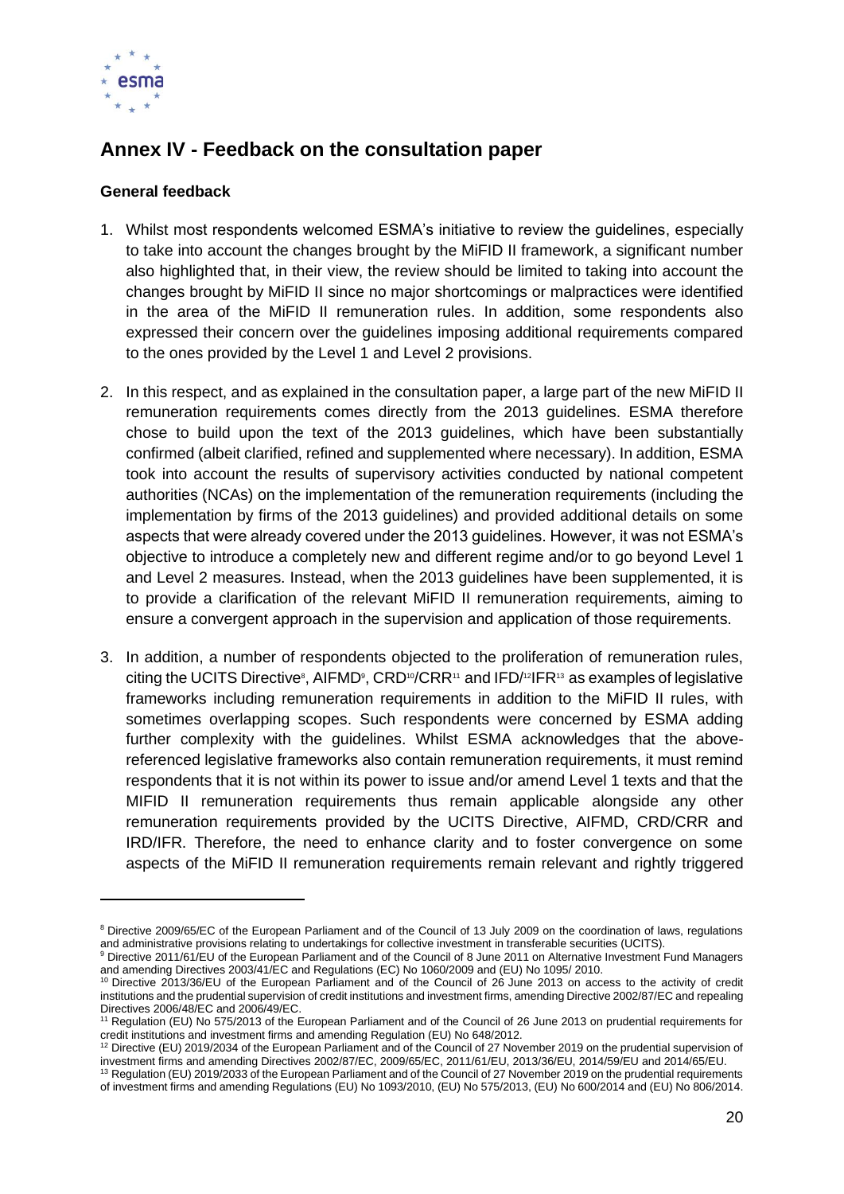## Annex IV - Feedback on the consultation paper

### General feedback

1. Whilst most respondents welcomed ESMA's initiative to review the guidelines, especially to take into account the changes brought by the MiFID II framework, a significant number also highlighted that, in their view, the review should be limited to taking into account the changes brought by MiFID II since no major shortcomings or malpractices were identified in the area of the MiFID II remuneration rules. In addition, some respondents also expressed their concern over the guidelines imposing additional requirements compared to the ones provided by the Level 1 and Level 2 provisions.

2. In this respect, and as explained in the consultation paper, a large part of the new MiFID II remuneration requirements comes directly from the 2013 guidelines. ESMA therefore chose to build upon the text of the 2013 guidelines, which have been substantially confirmed (albeit clarified, refined and supplemented where necessary). In addition, ESMA took into account the results of supervisory activities conducted by national competent authorities (NCAs) on the implementation of the remuneration requirements (including the implementation by firms of the 2013 guidelines) and provided additional details on some aspects that were already covered under the 2013 guidelines. However, it was not ESMA's objective to introduce a completely new and different regime and/or to go beyond Level 1 and Level 2 measures. Instead, when the 2013 guidelines have been supplemented, it is to provide a clarification of the relevant MiFID II remuneration requirements, aiming to ensure a convergent approach in the supervision and application of those requirements.

3. In addition, a number of respondents objected to the proliferation of remuneration rules, citing the UCITS Directive[8], AIFMD[9], CRD[10]/CRR[11] and IFD/[12]IFR[13] as examples of legislative frameworks including remuneration requirements in addition to the MiFID II rules, with sometimes overlapping scopes. Such respondents were concerned by ESMA adding further complexity with the guidelines. Whilst ESMA acknowledges that the above-referenced legislative frameworks also contain remuneration requirements, it must remind respondents that it is not within its power to issue and/or amend Level 1 texts and that the MIFID II remuneration requirements thus remain applicable alongside any other remuneration requirements provided by the UCITS Directive, AIFMD, CRD/CRR and IRD/IFR. Therefore, the need to enhance clarity and to foster convergence on some aspects of the MiFID II remuneration requirements remain relevant and rightly triggered

---

[8] Directive 2009/65/EC of the European Parliament and of the Council of 13 July 2009 on the coordination of laws, regulations and administrative provisions relating to undertakings for collective investment in transferable securities (UCITS).

[9] Directive 2011/61/EU of the European Parliament and of the Council of 8 June 2011 on Alternative Investment Fund Managers and amending Directives 2003/41/EC and Regulations (EC) No 1060/2009 and (EU) No 1095/ 2010.

[10] Directive 2013/36/EU of the European Parliament and of the Council of 26 June 2013 on access to the activity of credit institutions and the prudential supervision of credit institutions and investment firms, amending Directive 2002/87/EC and repealing Directives 2006/48/EC and 2006/49/EC.

[11] Regulation (EU) No 575/2013 of the European Parliament and of the Council of 26 June 2013 on prudential requirements for credit institutions and investment firms and amending Regulation (EU) No 648/2012.

[12] Directive (EU) 2019/2034 of the European Parliament and of the Council of 27 November 2019 on the prudential supervision of investment firms and amending Directives 2002/87/EC, 2009/65/EC, 2011/61/EU, 2013/36/EU, 2014/59/EU and 2014/65/EU.

[13] Regulation (EU) 2019/2033 of the European Parliament and of the Council of 27 November 2019 on the prudential requirements of investment firms and amending Regulations (EU) No 1093/2010, (EU) No 575/2013, (EU) No 600/2014 and (EU) No 806/2014.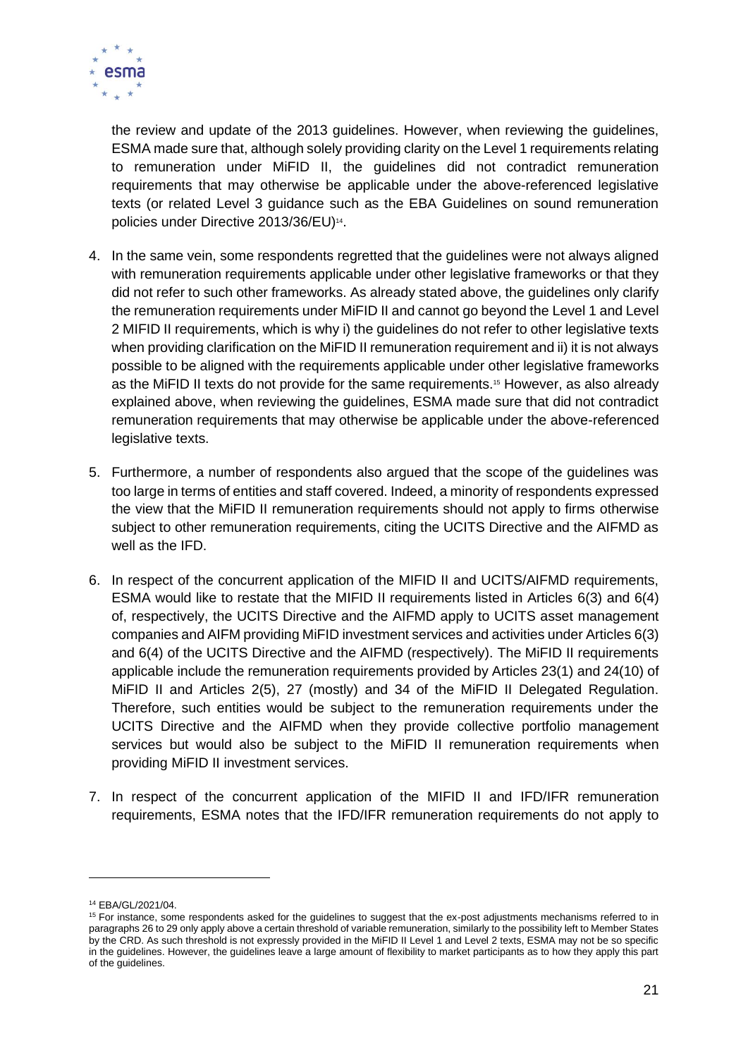the review and update of the 2013 guidelines. However, when reviewing the guidelines, ESMA made sure that, although solely providing clarity on the Level 1 requirements relating to remuneration under MiFID II, the guidelines did not contradict remuneration requirements that may otherwise be applicable under the above-referenced legislative texts (or related Level 3 guidance such as the EBA Guidelines on sound remuneration policies under Directive 2013/36/EU)[14].

4. In the same vein, some respondents regretted that the guidelines were not always aligned with remuneration requirements applicable under other legislative frameworks or that they did not refer to such other frameworks. As already stated above, the guidelines only clarify the remuneration requirements under MiFID II and cannot go beyond the Level 1 and Level 2 MIFID II requirements, which is why i) the guidelines do not refer to other legislative texts when providing clarification on the MiFID II remuneration requirement and ii) it is not always possible to be aligned with the requirements applicable under other legislative frameworks as the MiFID II texts do not provide for the same requirements.[15] However, as also already explained above, when reviewing the guidelines, ESMA made sure that did not contradict remuneration requirements that may otherwise be applicable under the above-referenced legislative texts.

5. Furthermore, a number of respondents also argued that the scope of the guidelines was too large in terms of entities and staff covered. Indeed, a minority of respondents expressed the view that the MiFID II remuneration requirements should not apply to firms otherwise subject to other remuneration requirements, citing the UCITS Directive and the AIFMD as well as the IFD.

6. In respect of the concurrent application of the MIFID II and UCITS/AIFMD requirements, ESMA would like to restate that the MiFID II requirements listed in Articles 6(3) and 6(4) of, respectively, the UCITS Directive and the AIFMD apply to UCITS asset management companies and AIFM providing MiFID investment services and activities under Articles 6(3) and 6(4) of the UCITS Directive and the AIFMD (respectively). The MiFID II requirements applicable include the remuneration requirements provided by Articles 23(1) and 24(10) of MiFID II and Articles 2(5), 27 (mostly) and 34 of the MiFID II Delegated Regulation. Therefore, such entities would be subject to the remuneration requirements under the UCITS Directive and the AIFMD when they provide collective portfolio management services but would also be subject to the MiFID II remuneration requirements when providing MiFID II investment services.

7. In respect of the concurrent application of the MIFID II and IFD/IFR remuneration requirements, ESMA notes that the IFD/IFR remuneration requirements do not apply to

---

[14] EBA/GL/2021/04.

[15] For instance, some respondents asked for the guidelines to suggest that the ex-post adjustments mechanisms referred to in paragraphs 26 to 29 only apply above a certain threshold of variable remuneration, similarly to the possibility left to Member States by the CRD. As such threshold is not expressly provided in the MiFID II Level 1 and Level 2 texts, ESMA may not be so specific in the guidelines. However, the guidelines leave a large amount of flexibility to market participants as to how they apply this part of the guidelines.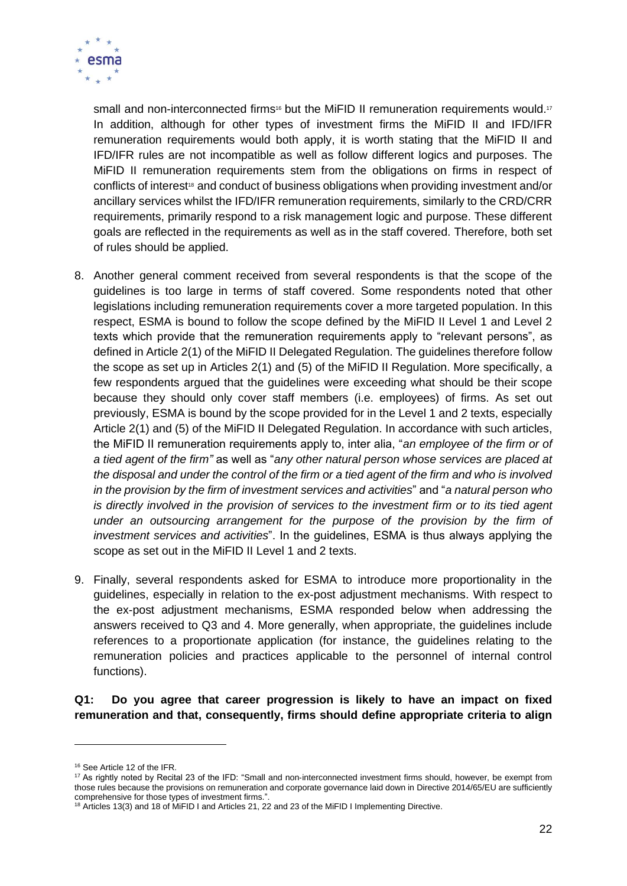small and non-interconnected firms[16] but the MiFID II remuneration requirements would.[17] In addition, although for other types of investment firms the MiFID II and IFD/IFR remuneration requirements would both apply, it is worth stating that the MiFID II and IFD/IFR rules are not incompatible as well as follow different logics and purposes. The MiFID II remuneration requirements stem from the obligations on firms in respect of conflicts of interest[18] and conduct of business obligations when providing investment and/or ancillary services whilst the IFD/IFR remuneration requirements, similarly to the CRD/CRR requirements, primarily respond to a risk management logic and purpose. These different goals are reflected in the requirements as well as in the staff covered. Therefore, both set of rules should be applied.

8. Another general comment received from several respondents is that the scope of the guidelines is too large in terms of staff covered. Some respondents noted that other legislations including remuneration requirements cover a more targeted population. In this respect, ESMA is bound to follow the scope defined by the MiFID II Level 1 and Level 2 texts which provide that the remuneration requirements apply to "relevant persons", as defined in Article 2(1) of the MiFID II Delegated Regulation. The guidelines therefore follow the scope as set up in Articles 2(1) and (5) of the MiFID II Regulation. More specifically, a few respondents argued that the guidelines were exceeding what should be their scope because they should only cover staff members (i.e. employees) of firms. As set out previously, ESMA is bound by the scope provided for in the Level 1 and 2 texts, especially Article 2(1) and (5) of the MiFID II Delegated Regulation. In accordance with such articles, the MiFID II remuneration requirements apply to, inter alia, "*an employee of the firm or of a tied agent of the firm"* as well as "*any other natural person whose services are placed at the disposal and under the control of the firm or a tied agent of the firm and who is involved in the provision by the firm of investment services and activities*" and "*a natural person who is directly involved in the provision of services to the investment firm or to its tied agent under an outsourcing arrangement for the purpose of the provision by the firm of investment services and activities*". In the guidelines, ESMA is thus always applying the scope as set out in the MiFID II Level 1 and 2 texts.

9. Finally, several respondents asked for ESMA to introduce more proportionality in the guidelines, especially in relation to the ex-post adjustment mechanisms. With respect to the ex-post adjustment mechanisms, ESMA responded below when addressing the answers received to Q3 and 4. More generally, when appropriate, the guidelines include references to a proportionate application (for instance, the guidelines relating to the remuneration policies and practices applicable to the personnel of internal control functions).

**Q1: Do you agree that career progression is likely to have an impact on fixed remuneration and that, consequently, firms should define appropriate criteria to align**

---

[16] See Article 12 of the IFR.

[17] As rightly noted by Recital 23 of the IFD: "Small and non-interconnected investment firms should, however, be exempt from those rules because the provisions on remuneration and corporate governance laid down in Directive 2014/65/EU are sufficiently comprehensive for those types of investment firms.".

[18] Articles 13(3) and 18 of MiFID I and Articles 21, 22 and 23 of the MiFID I Implementing Directive.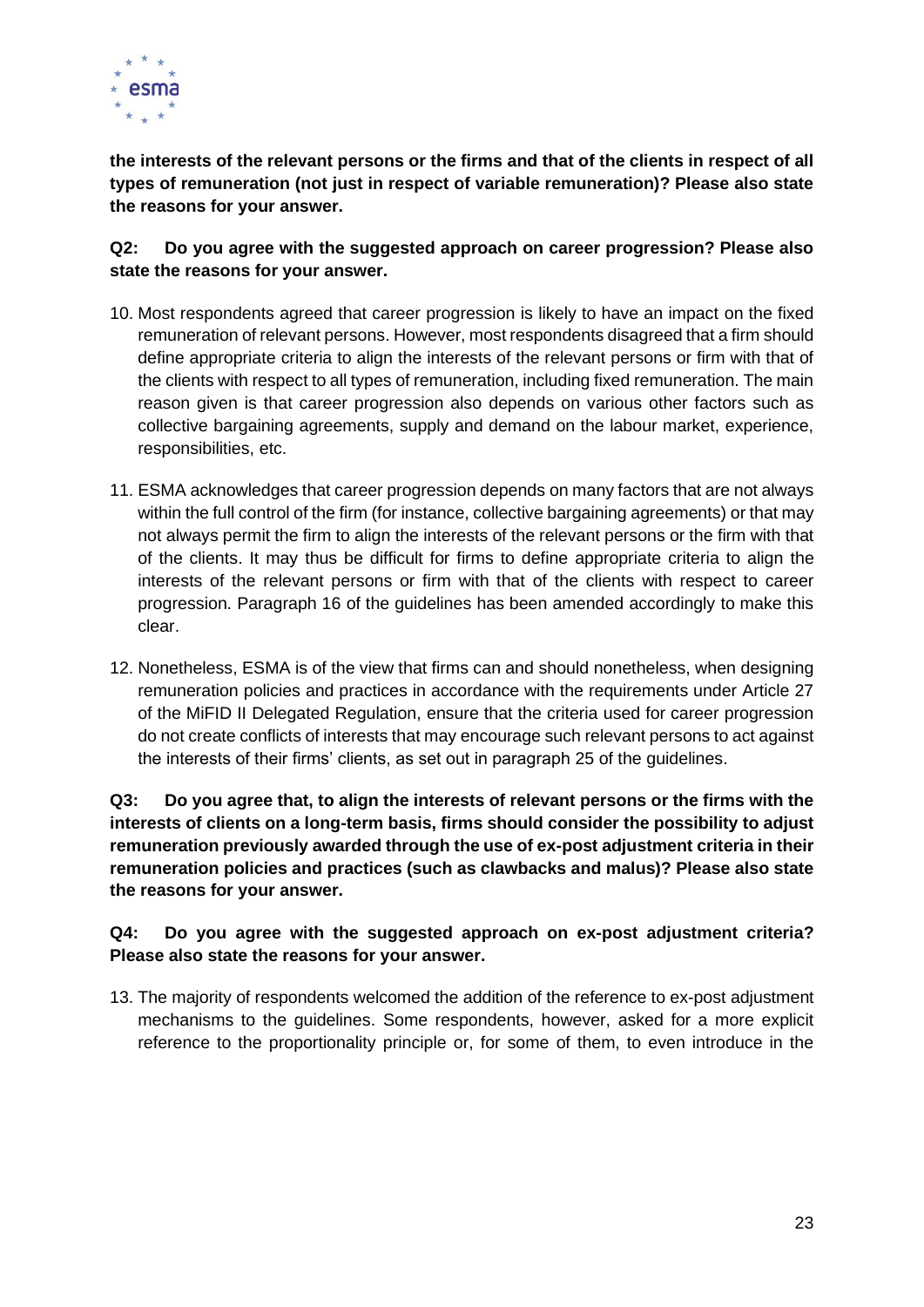**the interests of the relevant persons or the firms and that of the clients in respect of all types of remuneration (not just in respect of variable remuneration)? Please also state the reasons for your answer.**

**Q2: Do you agree with the suggested approach on career progression? Please also state the reasons for your answer.**

10. Most respondents agreed that career progression is likely to have an impact on the fixed remuneration of relevant persons. However, most respondents disagreed that a firm should define appropriate criteria to align the interests of the relevant persons or firm with that of the clients with respect to all types of remuneration, including fixed remuneration. The main reason given is that career progression also depends on various other factors such as collective bargaining agreements, supply and demand on the labour market, experience, responsibilities, etc.

11. ESMA acknowledges that career progression depends on many factors that are not always within the full control of the firm (for instance, collective bargaining agreements) or that may not always permit the firm to align the interests of the relevant persons or the firm with that of the clients. It may thus be difficult for firms to define appropriate criteria to align the interests of the relevant persons or firm with that of the clients with respect to career progression. Paragraph 16 of the guidelines has been amended accordingly to make this clear.

12. Nonetheless, ESMA is of the view that firms can and should nonetheless, when designing remuneration policies and practices in accordance with the requirements under Article 27 of the MiFID II Delegated Regulation, ensure that the criteria used for career progression do not create conflicts of interests that may encourage such relevant persons to act against the interests of their firms' clients, as set out in paragraph 25 of the guidelines.

**Q3: Do you agree that, to align the interests of relevant persons or the firms with the interests of clients on a long-term basis, firms should consider the possibility to adjust remuneration previously awarded through the use of ex-post adjustment criteria in their remuneration policies and practices (such as clawbacks and malus)? Please also state the reasons for your answer.**

**Q4: Do you agree with the suggested approach on ex-post adjustment criteria? Please also state the reasons for your answer.**

13. The majority of respondents welcomed the addition of the reference to ex-post adjustment mechanisms to the guidelines. Some respondents, however, asked for a more explicit reference to the proportionality principle or, for some of them, to even introduce in the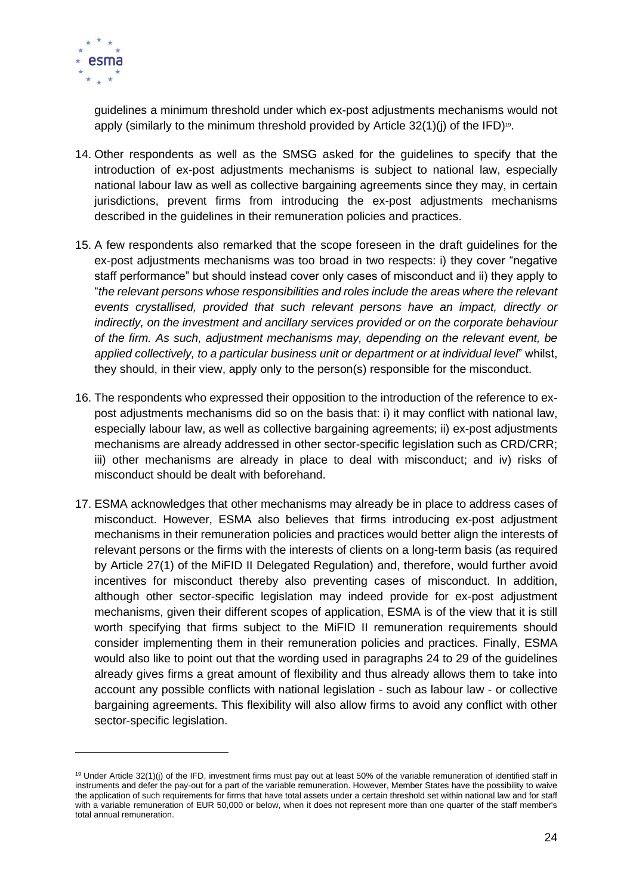guidelines a minimum threshold under which ex-post adjustments mechanisms would not apply (similarly to the minimum threshold provided by Article 32(1)(j) of the IFD)[19].

14. Other respondents as well as the SMSG asked for the guidelines to specify that the introduction of ex-post adjustments mechanisms is subject to national law, especially national labour law as well as collective bargaining agreements since they may, in certain jurisdictions, prevent firms from introducing the ex-post adjustments mechanisms described in the guidelines in their remuneration policies and practices.

15. A few respondents also remarked that the scope foreseen in the draft guidelines for the ex-post adjustments mechanisms was too broad in two respects: i) they cover "negative staff performance" but should instead cover only cases of misconduct and ii) they apply to "*the relevant persons whose responsibilities and roles include the areas where the relevant events crystallised, provided that such relevant persons have an impact, directly or indirectly, on the investment and ancillary services provided or on the corporate behaviour of the firm. As such, adjustment mechanisms may, depending on the relevant event, be applied collectively, to a particular business unit or department or at individual level*" whilst, they should, in their view, apply only to the person(s) responsible for the misconduct.

16. The respondents who expressed their opposition to the introduction of the reference to ex-post adjustments mechanisms did so on the basis that: i) it may conflict with national law, especially labour law, as well as collective bargaining agreements; ii) ex-post adjustments mechanisms are already addressed in other sector-specific legislation such as CRD/CRR; iii) other mechanisms are already in place to deal with misconduct; and iv) risks of misconduct should be dealt with beforehand.

17. ESMA acknowledges that other mechanisms may already be in place to address cases of misconduct. However, ESMA also believes that firms introducing ex-post adjustment mechanisms in their remuneration policies and practices would better align the interests of relevant persons or the firms with the interests of clients on a long-term basis (as required by Article 27(1) of the MiFID II Delegated Regulation) and, therefore, would further avoid incentives for misconduct thereby also preventing cases of misconduct. In addition, although other sector-specific legislation may indeed provide for ex-post adjustment mechanisms, given their different scopes of application, ESMA is of the view that it is still worth specifying that firms subject to the MiFID II remuneration requirements should consider implementing them in their remuneration policies and practices. Finally, ESMA would also like to point out that the wording used in paragraphs 24 to 29 of the guidelines already gives firms a great amount of flexibility and thus already allows them to take into account any possible conflicts with national legislation - such as labour law - or collective bargaining agreements. This flexibility will also allow firms to avoid any conflict with other sector-specific legislation.

---

[19] Under Article 32(1)(j) of the IFD, investment firms must pay out at least 50% of the variable remuneration of identified staff in instruments and defer the pay-out for a part of the variable remuneration. However, Member States have the possibility to waive the application of such requirements for firms that have total assets under a certain threshold set within national law and for staff with a variable remuneration of EUR 50,000 or below, when it does not represent more than one quarter of the staff member's total annual remuneration.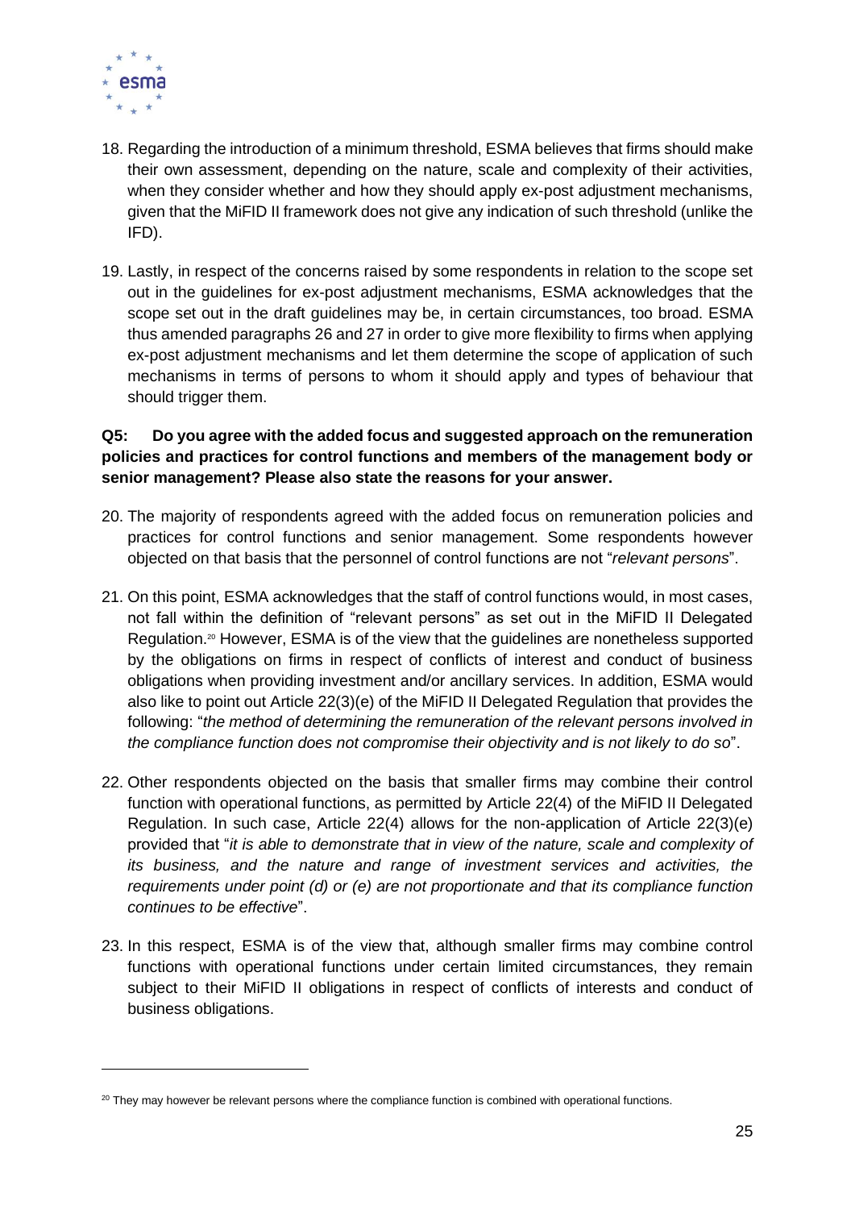18. Regarding the introduction of a minimum threshold, ESMA believes that firms should make their own assessment, depending on the nature, scale and complexity of their activities, when they consider whether and how they should apply ex-post adjustment mechanisms, given that the MiFID II framework does not give any indication of such threshold (unlike the IFD).

19. Lastly, in respect of the concerns raised by some respondents in relation to the scope set out in the guidelines for ex-post adjustment mechanisms, ESMA acknowledges that the scope set out in the draft guidelines may be, in certain circumstances, too broad. ESMA thus amended paragraphs 26 and 27 in order to give more flexibility to firms when applying ex-post adjustment mechanisms and let them determine the scope of application of such mechanisms in terms of persons to whom it should apply and types of behaviour that should trigger them.

**Q5: Do you agree with the added focus and suggested approach on the remuneration policies and practices for control functions and members of the management body or senior management? Please also state the reasons for your answer.**

20. The majority of respondents agreed with the added focus on remuneration policies and practices for control functions and senior management. Some respondents however objected on that basis that the personnel of control functions are not "*relevant persons*".

21. On this point, ESMA acknowledges that the staff of control functions would, in most cases, not fall within the definition of "relevant persons" as set out in the MiFID II Delegated Regulation.[20] However, ESMA is of the view that the guidelines are nonetheless supported by the obligations on firms in respect of conflicts of interest and conduct of business obligations when providing investment and/or ancillary services. In addition, ESMA would also like to point out Article 22(3)(e) of the MiFID II Delegated Regulation that provides the following: "*the method of determining the remuneration of the relevant persons involved in the compliance function does not compromise their objectivity and is not likely to do so*".

22. Other respondents objected on the basis that smaller firms may combine their control function with operational functions, as permitted by Article 22(4) of the MiFID II Delegated Regulation. In such case, Article 22(4) allows for the non-application of Article 22(3)(e) provided that "*it is able to demonstrate that in view of the nature, scale and complexity of its business, and the nature and range of investment services and activities, the requirements under point (d) or (e) are not proportionate and that its compliance function continues to be effective*".

23. In this respect, ESMA is of the view that, although smaller firms may combine control functions with operational functions under certain limited circumstances, they remain subject to their MiFID II obligations in respect of conflicts of interests and conduct of business obligations.

[20] They may however be relevant persons where the compliance function is combined with operational functions.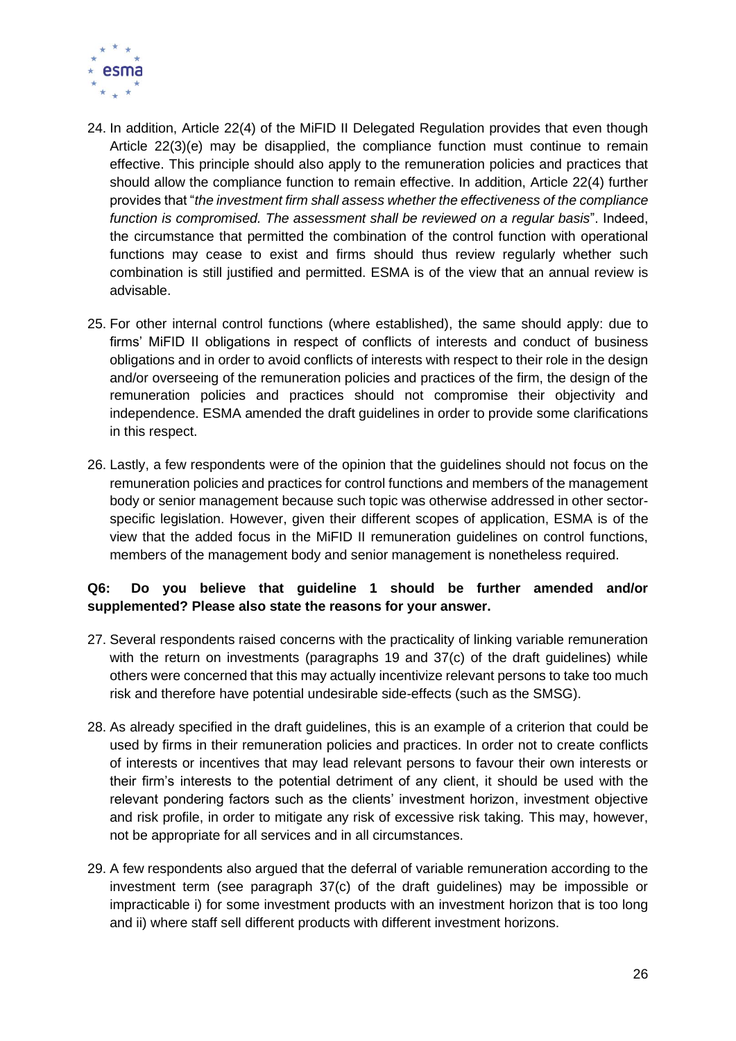24. In addition, Article 22(4) of the MiFID II Delegated Regulation provides that even though Article 22(3)(e) may be disapplied, the compliance function must continue to remain effective. This principle should also apply to the remuneration policies and practices that should allow the compliance function to remain effective. In addition, Article 22(4) further provides that "*the investment firm shall assess whether the effectiveness of the compliance function is compromised. The assessment shall be reviewed on a regular basis*". Indeed, the circumstance that permitted the combination of the control function with operational functions may cease to exist and firms should thus review regularly whether such combination is still justified and permitted. ESMA is of the view that an annual review is advisable.

25. For other internal control functions (where established), the same should apply: due to firms' MiFID II obligations in respect of conflicts of interests and conduct of business obligations and in order to avoid conflicts of interests with respect to their role in the design and/or overseeing of the remuneration policies and practices of the firm, the design of the remuneration policies and practices should not compromise their objectivity and independence. ESMA amended the draft guidelines in order to provide some clarifications in this respect.

26. Lastly, a few respondents were of the opinion that the guidelines should not focus on the remuneration policies and practices for control functions and members of the management body or senior management because such topic was otherwise addressed in other sector-specific legislation. However, given their different scopes of application, ESMA is of the view that the added focus in the MiFID II remuneration guidelines on control functions, members of the management body and senior management is nonetheless required.

**Q6: Do you believe that guideline 1 should be further amended and/or supplemented? Please also state the reasons for your answer.**

27. Several respondents raised concerns with the practicality of linking variable remuneration with the return on investments (paragraphs 19 and 37(c) of the draft guidelines) while others were concerned that this may actually incentivize relevant persons to take too much risk and therefore have potential undesirable side-effects (such as the SMSG).

28. As already specified in the draft guidelines, this is an example of a criterion that could be used by firms in their remuneration policies and practices. In order not to create conflicts of interests or incentives that may lead relevant persons to favour their own interests or their firm's interests to the potential detriment of any client, it should be used with the relevant pondering factors such as the clients' investment horizon, investment objective and risk profile, in order to mitigate any risk of excessive risk taking. This may, however, not be appropriate for all services and in all circumstances.

29. A few respondents also argued that the deferral of variable remuneration according to the investment term (see paragraph 37(c) of the draft guidelines) may be impossible or impracticable i) for some investment products with an investment horizon that is too long and ii) where staff sell different products with different investment horizons.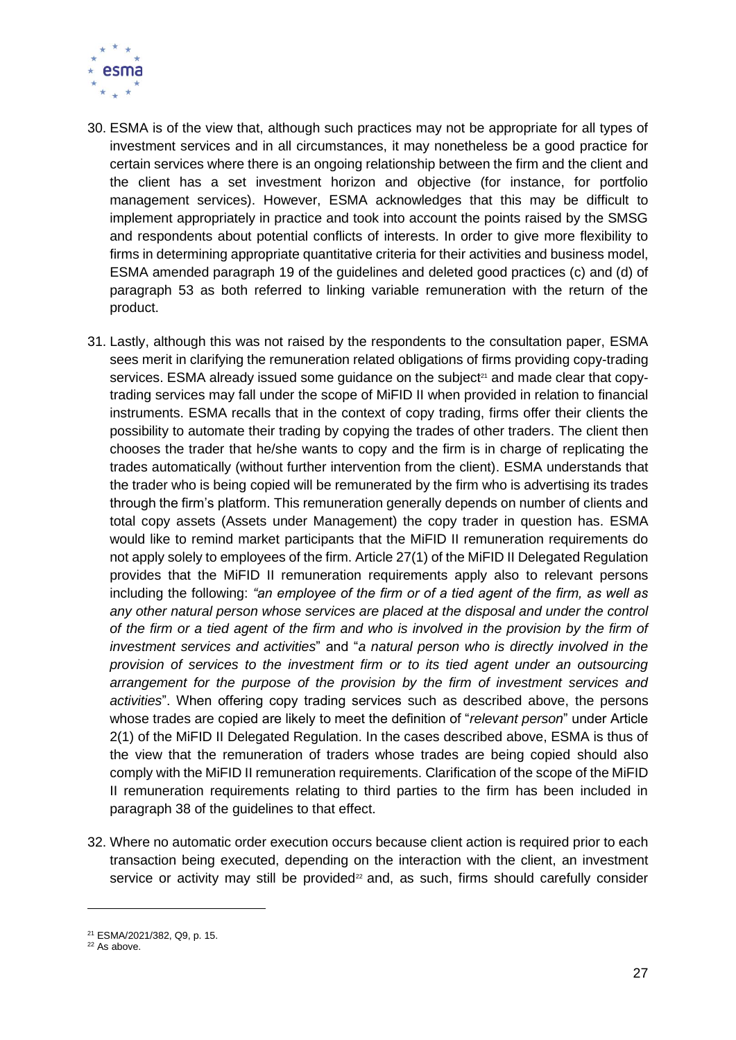30. ESMA is of the view that, although such practices may not be appropriate for all types of investment services and in all circumstances, it may nonetheless be a good practice for certain services where there is an ongoing relationship between the firm and the client and the client has a set investment horizon and objective (for instance, for portfolio management services). However, ESMA acknowledges that this may be difficult to implement appropriately in practice and took into account the points raised by the SMSG and respondents about potential conflicts of interests. In order to give more flexibility to firms in determining appropriate quantitative criteria for their activities and business model, ESMA amended paragraph 19 of the guidelines and deleted good practices (c) and (d) of paragraph 53 as both referred to linking variable remuneration with the return of the product.

31. Lastly, although this was not raised by the respondents to the consultation paper, ESMA sees merit in clarifying the remuneration related obligations of firms providing copy-trading services. ESMA already issued some guidance on the subject[21] and made clear that copy-trading services may fall under the scope of MiFID II when provided in relation to financial instruments. ESMA recalls that in the context of copy trading, firms offer their clients the possibility to automate their trading by copying the trades of other traders. The client then chooses the trader that he/she wants to copy and the firm is in charge of replicating the trades automatically (without further intervention from the client). ESMA understands that the trader who is being copied will be remunerated by the firm who is advertising its trades through the firm's platform. This remuneration generally depends on number of clients and total copy assets (Assets under Management) the copy trader in question has. ESMA would like to remind market participants that the MiFID II remuneration requirements do not apply solely to employees of the firm. Article 27(1) of the MiFID II Delegated Regulation provides that the MiFID II remuneration requirements apply also to relevant persons including the following: *"an employee of the firm or of a tied agent of the firm, as well as any other natural person whose services are placed at the disposal and under the control of the firm or a tied agent of the firm and who is involved in the provision by the firm of investment services and activities*" and "*a natural person who is directly involved in the provision of services to the investment firm or to its tied agent under an outsourcing arrangement for the purpose of the provision by the firm of investment services and activities*". When offering copy trading services such as described above, the persons whose trades are copied are likely to meet the definition of "*relevant person*" under Article 2(1) of the MiFID II Delegated Regulation. In the cases described above, ESMA is thus of the view that the remuneration of traders whose trades are being copied should also comply with the MiFID II remuneration requirements. Clarification of the scope of the MiFID II remuneration requirements relating to third parties to the firm has been included in paragraph 38 of the guidelines to that effect.

32. Where no automatic order execution occurs because client action is required prior to each transaction being executed, depending on the interaction with the client, an investment service or activity may still be provided[22] and, as such, firms should carefully consider

[21] ESMA/2021/382, Q9, p. 15.

[22] As above.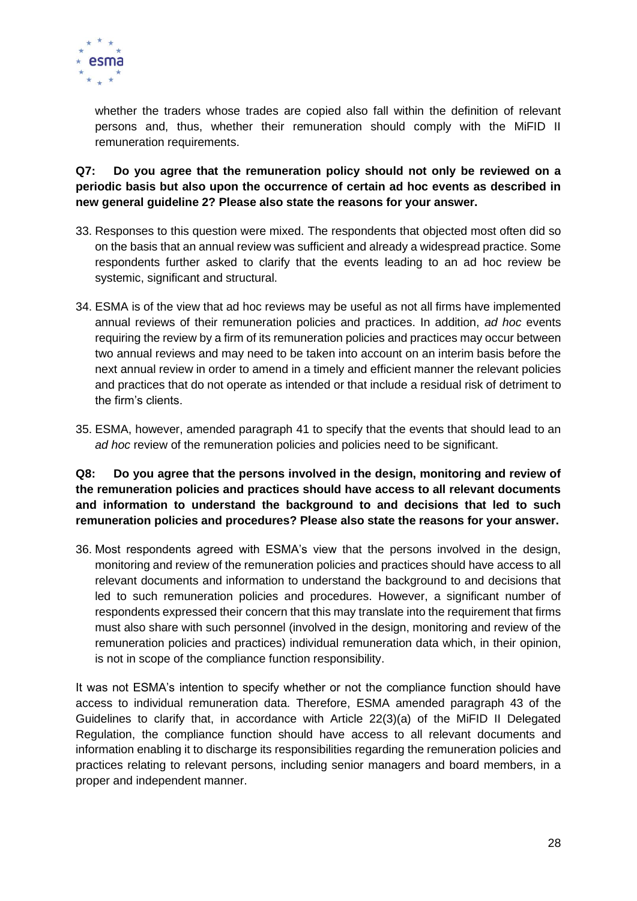whether the traders whose trades are copied also fall within the definition of relevant persons and, thus, whether their remuneration should comply with the MiFID II remuneration requirements.

**Q7: Do you agree that the remuneration policy should not only be reviewed on a periodic basis but also upon the occurrence of certain ad hoc events as described in new general guideline 2? Please also state the reasons for your answer.**

33. Responses to this question were mixed. The respondents that objected most often did so on the basis that an annual review was sufficient and already a widespread practice. Some respondents further asked to clarify that the events leading to an ad hoc review be systemic, significant and structural.

34. ESMA is of the view that ad hoc reviews may be useful as not all firms have implemented annual reviews of their remuneration policies and practices. In addition, *ad hoc* events requiring the review by a firm of its remuneration policies and practices may occur between two annual reviews and may need to be taken into account on an interim basis before the next annual review in order to amend in a timely and efficient manner the relevant policies and practices that do not operate as intended or that include a residual risk of detriment to the firm's clients.

35. ESMA, however, amended paragraph 41 to specify that the events that should lead to an *ad hoc* review of the remuneration policies and policies need to be significant.

**Q8: Do you agree that the persons involved in the design, monitoring and review of the remuneration policies and practices should have access to all relevant documents and information to understand the background to and decisions that led to such remuneration policies and procedures? Please also state the reasons for your answer.**

36. Most respondents agreed with ESMA's view that the persons involved in the design, monitoring and review of the remuneration policies and practices should have access to all relevant documents and information to understand the background to and decisions that led to such remuneration policies and procedures. However, a significant number of respondents expressed their concern that this may translate into the requirement that firms must also share with such personnel (involved in the design, monitoring and review of the remuneration policies and practices) individual remuneration data which, in their opinion, is not in scope of the compliance function responsibility.

It was not ESMA's intention to specify whether or not the compliance function should have access to individual remuneration data. Therefore, ESMA amended paragraph 43 of the Guidelines to clarify that, in accordance with Article 22(3)(a) of the MiFID II Delegated Regulation, the compliance function should have access to all relevant documents and information enabling it to discharge its responsibilities regarding the remuneration policies and practices relating to relevant persons, including senior managers and board members, in a proper and independent manner.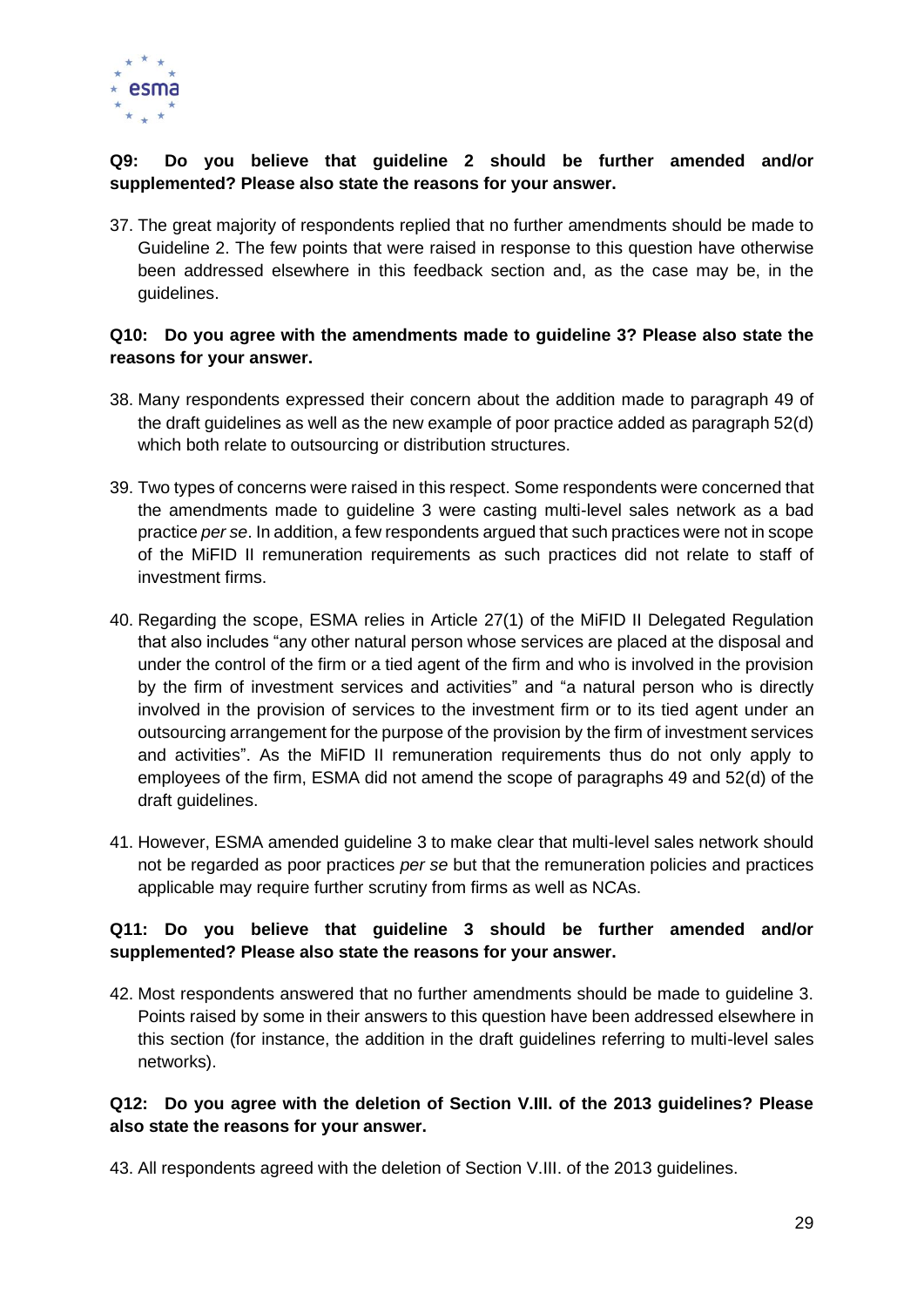**Q9: Do you believe that guideline 2 should be further amended and/or supplemented? Please also state the reasons for your answer.**

37. The great majority of respondents replied that no further amendments should be made to Guideline 2. The few points that were raised in response to this question have otherwise been addressed elsewhere in this feedback section and, as the case may be, in the guidelines.

**Q10: Do you agree with the amendments made to guideline 3? Please also state the reasons for your answer.**

38. Many respondents expressed their concern about the addition made to paragraph 49 of the draft guidelines as well as the new example of poor practice added as paragraph 52(d) which both relate to outsourcing or distribution structures.

39. Two types of concerns were raised in this respect. Some respondents were concerned that the amendments made to guideline 3 were casting multi-level sales network as a bad practice *per se*. In addition, a few respondents argued that such practices were not in scope of the MiFID II remuneration requirements as such practices did not relate to staff of investment firms.

40. Regarding the scope, ESMA relies in Article 27(1) of the MiFID II Delegated Regulation that also includes "any other natural person whose services are placed at the disposal and under the control of the firm or a tied agent of the firm and who is involved in the provision by the firm of investment services and activities" and "a natural person who is directly involved in the provision of services to the investment firm or to its tied agent under an outsourcing arrangement for the purpose of the provision by the firm of investment services and activities". As the MiFID II remuneration requirements thus do not only apply to employees of the firm, ESMA did not amend the scope of paragraphs 49 and 52(d) of the draft guidelines.

41. However, ESMA amended guideline 3 to make clear that multi-level sales network should not be regarded as poor practices *per se* but that the remuneration policies and practices applicable may require further scrutiny from firms as well as NCAs.

**Q11: Do you believe that guideline 3 should be further amended and/or supplemented? Please also state the reasons for your answer.**

42. Most respondents answered that no further amendments should be made to guideline 3. Points raised by some in their answers to this question have been addressed elsewhere in this section (for instance, the addition in the draft guidelines referring to multi-level sales networks).

**Q12: Do you agree with the deletion of Section V.III. of the 2013 guidelines? Please also state the reasons for your answer.**

43. All respondents agreed with the deletion of Section V.III. of the 2013 guidelines.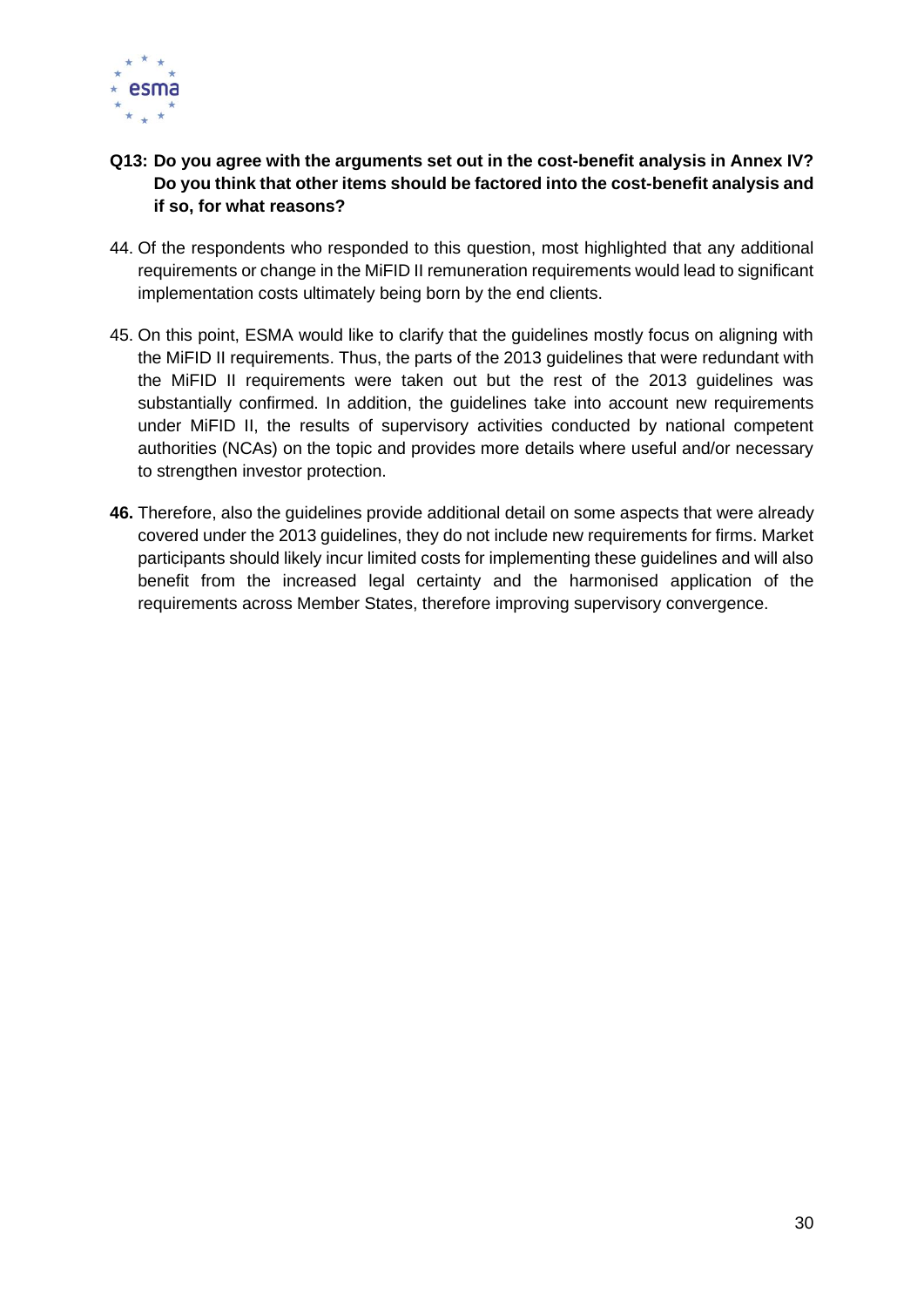**Q13: Do you agree with the arguments set out in the cost-benefit analysis in Annex IV? Do you think that other items should be factored into the cost-benefit analysis and if so, for what reasons?**

44. Of the respondents who responded to this question, most highlighted that any additional requirements or change in the MiFID II remuneration requirements would lead to significant implementation costs ultimately being born by the end clients.

45. On this point, ESMA would like to clarify that the guidelines mostly focus on aligning with the MiFID II requirements. Thus, the parts of the 2013 guidelines that were redundant with the MiFID II requirements were taken out but the rest of the 2013 guidelines was substantially confirmed. In addition, the guidelines take into account new requirements under MiFID II, the results of supervisory activities conducted by national competent authorities (NCAs) on the topic and provides more details where useful and/or necessary to strengthen investor protection.

**46.** Therefore, also the guidelines provide additional detail on some aspects that were already covered under the 2013 guidelines, they do not include new requirements for firms. Market participants should likely incur limited costs for implementing these guidelines and will also benefit from the increased legal certainty and the harmonised application of the requirements across Member States, therefore improving supervisory convergence.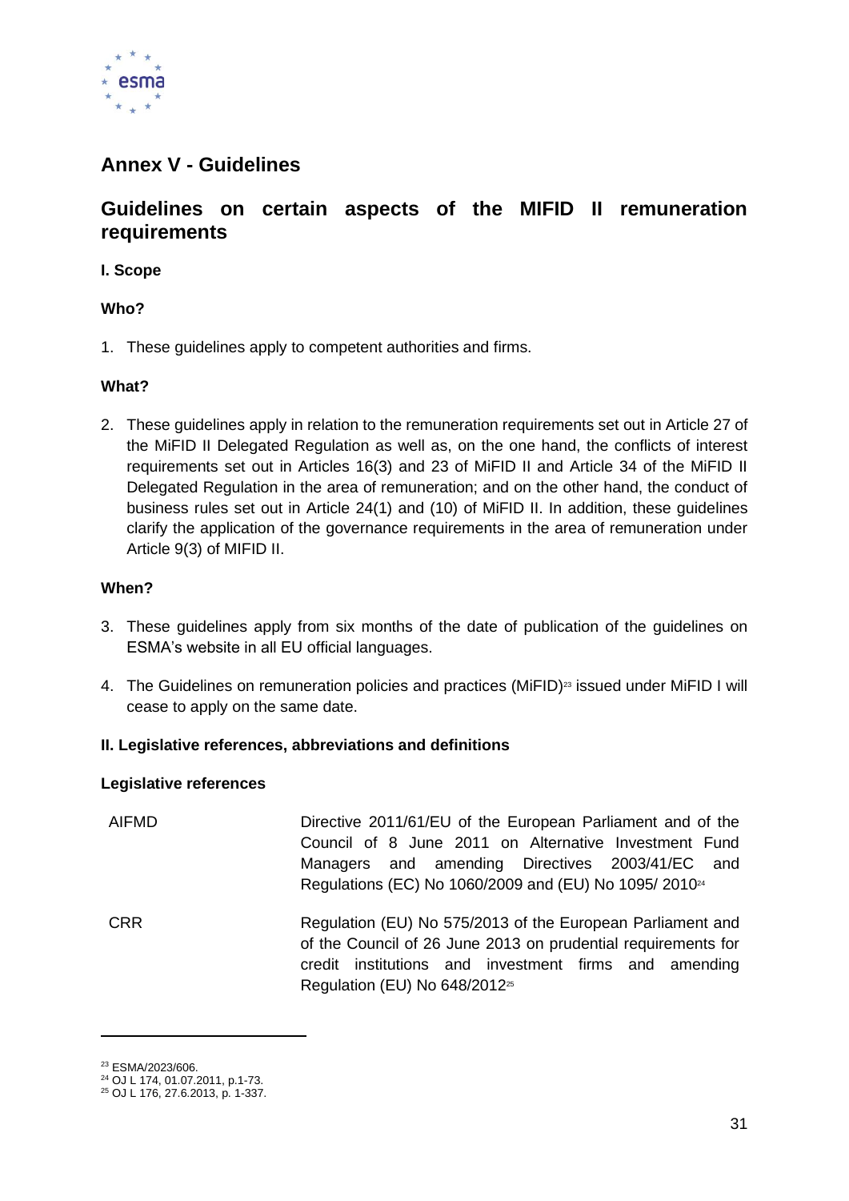# Annex V - Guidelines

## Guidelines on certain aspects of the MIFID II remuneration requirements

### I. Scope

#### Who?

1. These guidelines apply to competent authorities and firms.

#### What?

2. These guidelines apply in relation to the remuneration requirements set out in Article 27 of the MiFID II Delegated Regulation as well as, on the one hand, the conflicts of interest requirements set out in Articles 16(3) and 23 of MiFID II and Article 34 of the MiFID II Delegated Regulation in the area of remuneration; and on the other hand, the conduct of business rules set out in Article 24(1) and (10) of MiFID II. In addition, these guidelines clarify the application of the governance requirements in the area of remuneration under Article 9(3) of MIFID II.

#### When?

3. These guidelines apply from six months of the date of publication of the guidelines on ESMA's website in all EU official languages.

4. The Guidelines on remuneration policies and practices (MiFID)[23] issued under MiFID I will cease to apply on the same date.

### II. Legislative references, abbreviations and definitions

#### Legislative references

| | |
|---|---|
| AIFMD | Directive 2011/61/EU of the European Parliament and of the Council of 8 June 2011 on Alternative Investment Fund Managers and amending Directives 2003/41/EC and Regulations (EC) No 1060/2009 and (EU) No 1095/ 2010[24] |
| CRR | Regulation (EU) No 575/2013 of the European Parliament and of the Council of 26 June 2013 on prudential requirements for credit institutions and investment firms and amending Regulation (EU) No 648/2012[25] |

---

[23] ESMA/2023/606.

[24] OJ L 174, 01.07.2011, p.1-73.

[25] OJ L 176, 27.6.2013, p. 1-337.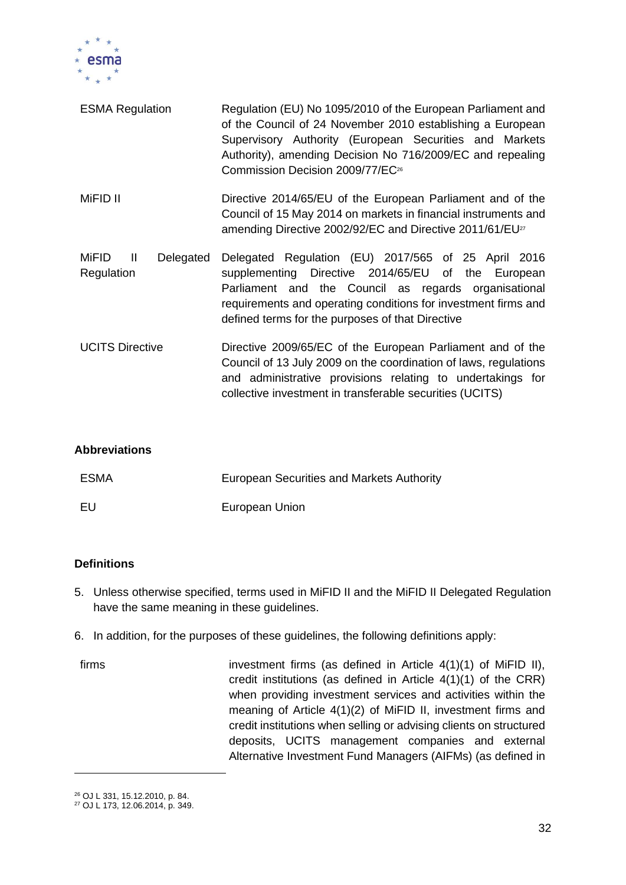| | |
|---|---|
| ESMA Regulation | Regulation (EU) No 1095/2010 of the European Parliament and of the Council of 24 November 2010 establishing a European Supervisory Authority (European Securities and Markets Authority), amending Decision No 716/2009/EC and repealing Commission Decision 2009/77/EC[26] |
| MiFID II | Directive 2014/65/EU of the European Parliament and of the Council of 15 May 2014 on markets in financial instruments and amending Directive 2002/92/EC and Directive 2011/61/EU[27] |
| MiFID II Delegated Regulation | Delegated Regulation (EU) 2017/565 of 25 April 2016 supplementing Directive 2014/65/EU of the European Parliament and the Council as regards organisational requirements and operating conditions for investment firms and defined terms for the purposes of that Directive |
| UCITS Directive | Directive 2009/65/EC of the European Parliament and of the Council of 13 July 2009 on the coordination of laws, regulations and administrative provisions relating to undertakings for collective investment in transferable securities (UCITS) |

**Abbreviations**

| | |
|---|---|
| ESMA | European Securities and Markets Authority |
| EU | European Union |

**Definitions**

5. Unless otherwise specified, terms used in MiFID II and the MiFID II Delegated Regulation have the same meaning in these guidelines.

6. In addition, for the purposes of these guidelines, the following definitions apply:

| | |
|---|---|
| firms | investment firms (as defined in Article 4(1)(1) of MiFID II), credit institutions (as defined in Article 4(1)(1) of the CRR) when providing investment services and activities within the meaning of Article 4(1)(2) of MiFID II, investment firms and credit institutions when selling or advising clients on structured deposits, UCITS management companies and external Alternative Investment Fund Managers (AIFMs) (as defined in |

[26] OJ L 331, 15.12.2010, p. 84.

[27] OJ L 173, 12.06.2014, p. 349.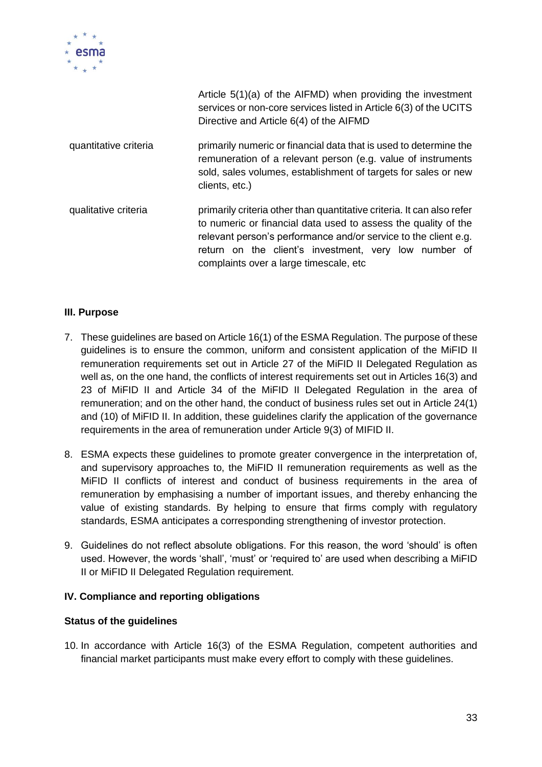| | |
|---|---|
| | Article 5(1)(a) of the AIFMD) when providing the investment services or non-core services listed in Article 6(3) of the UCITS Directive and Article 6(4) of the AIFMD |
| quantitative criteria | primarily numeric or financial data that is used to determine the remuneration of a relevant person (e.g. value of instruments sold, sales volumes, establishment of targets for sales or new clients, etc.) |
| qualitative criteria | primarily criteria other than quantitative criteria. It can also refer to numeric or financial data used to assess the quality of the relevant person's performance and/or service to the client e.g. return on the client's investment, very low number of complaints over a large timescale, etc |

### III. Purpose

7. These guidelines are based on Article 16(1) of the ESMA Regulation. The purpose of these guidelines is to ensure the common, uniform and consistent application of the MiFID II remuneration requirements set out in Article 27 of the MiFID II Delegated Regulation as well as, on the one hand, the conflicts of interest requirements set out in Articles 16(3) and 23 of MiFID II and Article 34 of the MiFID II Delegated Regulation in the area of remuneration; and on the other hand, the conduct of business rules set out in Article 24(1) and (10) of MiFID II. In addition, these guidelines clarify the application of the governance requirements in the area of remuneration under Article 9(3) of MIFID II.

8. ESMA expects these guidelines to promote greater convergence in the interpretation of, and supervisory approaches to, the MiFID II remuneration requirements as well as the MiFID II conflicts of interest and conduct of business requirements in the area of remuneration by emphasising a number of important issues, and thereby enhancing the value of existing standards. By helping to ensure that firms comply with regulatory standards, ESMA anticipates a corresponding strengthening of investor protection.

9. Guidelines do not reflect absolute obligations. For this reason, the word 'should' is often used. However, the words 'shall', 'must' or 'required to' are used when describing a MiFID II or MiFID II Delegated Regulation requirement.

### IV. Compliance and reporting obligations

#### Status of the guidelines

10. In accordance with Article 16(3) of the ESMA Regulation, competent authorities and financial market participants must make every effort to comply with these guidelines.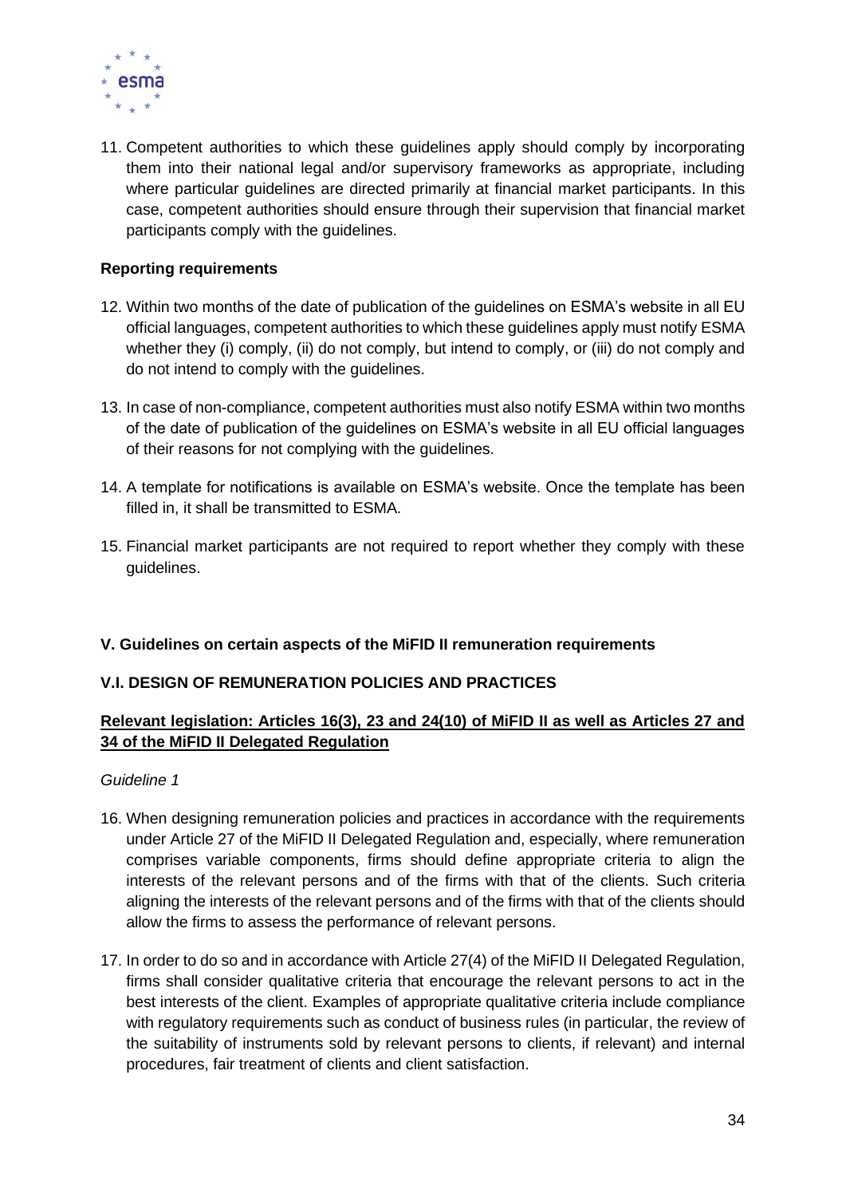11. Competent authorities to which these guidelines apply should comply by incorporating them into their national legal and/or supervisory frameworks as appropriate, including where particular guidelines are directed primarily at financial market participants. In this case, competent authorities should ensure through their supervision that financial market participants comply with the guidelines.

**Reporting requirements**

12. Within two months of the date of publication of the guidelines on ESMA's website in all EU official languages, competent authorities to which these guidelines apply must notify ESMA whether they (i) comply, (ii) do not comply, but intend to comply, or (iii) do not comply and do not intend to comply with the guidelines.

13. In case of non-compliance, competent authorities must also notify ESMA within two months of the date of publication of the guidelines on ESMA's website in all EU official languages of their reasons for not complying with the guidelines.

14. A template for notifications is available on ESMA's website. Once the template has been filled in, it shall be transmitted to ESMA.

15. Financial market participants are not required to report whether they comply with these guidelines.

## V. Guidelines on certain aspects of the MiFID II remuneration requirements

### V.I. DESIGN OF REMUNERATION POLICIES AND PRACTICES

**<u>Relevant legislation: Articles 16(3), 23 and 24(10) of MiFID II as well as Articles 27 and 34 of the MiFID II Delegated Regulation</u>**

*Guideline 1*

16. When designing remuneration policies and practices in accordance with the requirements under Article 27 of the MiFID II Delegated Regulation and, especially, where remuneration comprises variable components, firms should define appropriate criteria to align the interests of the relevant persons and of the firms with that of the clients. Such criteria aligning the interests of the relevant persons and of the firms with that of the clients should allow the firms to assess the performance of relevant persons.

17. In order to do so and in accordance with Article 27(4) of the MiFID II Delegated Regulation, firms shall consider qualitative criteria that encourage the relevant persons to act in the best interests of the client. Examples of appropriate qualitative criteria include compliance with regulatory requirements such as conduct of business rules (in particular, the review of the suitability of instruments sold by relevant persons to clients, if relevant) and internal procedures, fair treatment of clients and client satisfaction.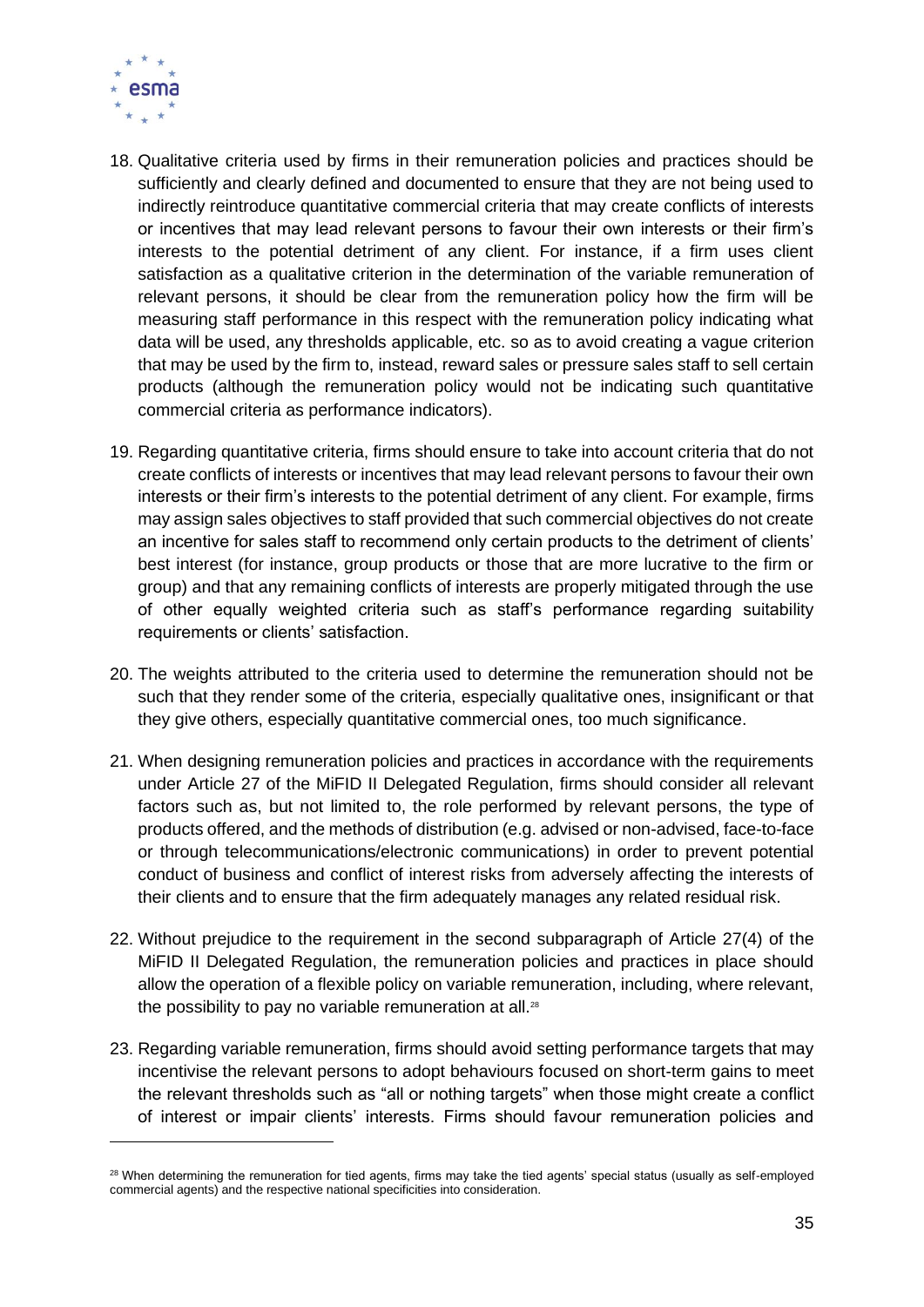18. Qualitative criteria used by firms in their remuneration policies and practices should be sufficiently and clearly defined and documented to ensure that they are not being used to indirectly reintroduce quantitative commercial criteria that may create conflicts of interests or incentives that may lead relevant persons to favour their own interests or their firm's interests to the potential detriment of any client. For instance, if a firm uses client satisfaction as a qualitative criterion in the determination of the variable remuneration of relevant persons, it should be clear from the remuneration policy how the firm will be measuring staff performance in this respect with the remuneration policy indicating what data will be used, any thresholds applicable, etc. so as to avoid creating a vague criterion that may be used by the firm to, instead, reward sales or pressure sales staff to sell certain products (although the remuneration policy would not be indicating such quantitative commercial criteria as performance indicators).

19. Regarding quantitative criteria, firms should ensure to take into account criteria that do not create conflicts of interests or incentives that may lead relevant persons to favour their own interests or their firm's interests to the potential detriment of any client. For example, firms may assign sales objectives to staff provided that such commercial objectives do not create an incentive for sales staff to recommend only certain products to the detriment of clients' best interest (for instance, group products or those that are more lucrative to the firm or group) and that any remaining conflicts of interests are properly mitigated through the use of other equally weighted criteria such as staff's performance regarding suitability requirements or clients' satisfaction.

20. The weights attributed to the criteria used to determine the remuneration should not be such that they render some of the criteria, especially qualitative ones, insignificant or that they give others, especially quantitative commercial ones, too much significance.

21. When designing remuneration policies and practices in accordance with the requirements under Article 27 of the MiFID II Delegated Regulation, firms should consider all relevant factors such as, but not limited to, the role performed by relevant persons, the type of products offered, and the methods of distribution (e.g. advised or non-advised, face-to-face or through telecommunications/electronic communications) in order to prevent potential conduct of business and conflict of interest risks from adversely affecting the interests of their clients and to ensure that the firm adequately manages any related residual risk.

22. Without prejudice to the requirement in the second subparagraph of Article 27(4) of the MiFID II Delegated Regulation, the remuneration policies and practices in place should allow the operation of a flexible policy on variable remuneration, including, where relevant, the possibility to pay no variable remuneration at all.[28]

23. Regarding variable remuneration, firms should avoid setting performance targets that may incentivise the relevant persons to adopt behaviours focused on short-term gains to meet the relevant thresholds such as "all or nothing targets" when those might create a conflict of interest or impair clients' interests. Firms should favour remuneration policies and

[28] When determining the remuneration for tied agents, firms may take the tied agents' special status (usually as self-employed commercial agents) and the respective national specificities into consideration.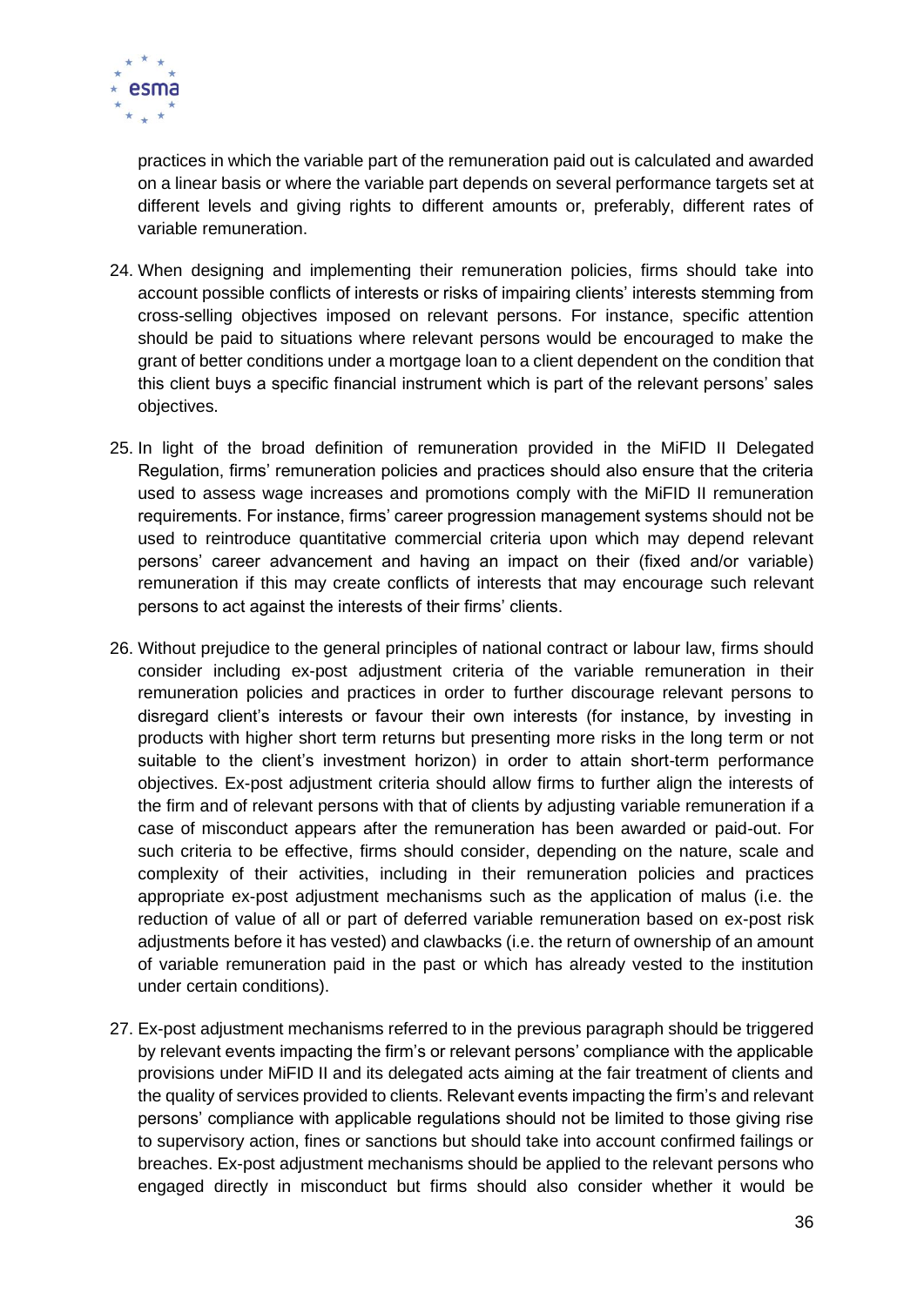practices in which the variable part of the remuneration paid out is calculated and awarded on a linear basis or where the variable part depends on several performance targets set at different levels and giving rights to different amounts or, preferably, different rates of variable remuneration.

24. When designing and implementing their remuneration policies, firms should take into account possible conflicts of interests or risks of impairing clients' interests stemming from cross-selling objectives imposed on relevant persons. For instance, specific attention should be paid to situations where relevant persons would be encouraged to make the grant of better conditions under a mortgage loan to a client dependent on the condition that this client buys a specific financial instrument which is part of the relevant persons' sales objectives.

25. In light of the broad definition of remuneration provided in the MiFID II Delegated Regulation, firms' remuneration policies and practices should also ensure that the criteria used to assess wage increases and promotions comply with the MiFID II remuneration requirements. For instance, firms' career progression management systems should not be used to reintroduce quantitative commercial criteria upon which may depend relevant persons' career advancement and having an impact on their (fixed and/or variable) remuneration if this may create conflicts of interests that may encourage such relevant persons to act against the interests of their firms' clients.

26. Without prejudice to the general principles of national contract or labour law, firms should consider including ex-post adjustment criteria of the variable remuneration in their remuneration policies and practices in order to further discourage relevant persons to disregard client's interests or favour their own interests (for instance, by investing in products with higher short term returns but presenting more risks in the long term or not suitable to the client's investment horizon) in order to attain short-term performance objectives. Ex-post adjustment criteria should allow firms to further align the interests of the firm and of relevant persons with that of clients by adjusting variable remuneration if a case of misconduct appears after the remuneration has been awarded or paid-out. For such criteria to be effective, firms should consider, depending on the nature, scale and complexity of their activities, including in their remuneration policies and practices appropriate ex-post adjustment mechanisms such as the application of malus (i.e. the reduction of value of all or part of deferred variable remuneration based on ex-post risk adjustments before it has vested) and clawbacks (i.e. the return of ownership of an amount of variable remuneration paid in the past or which has already vested to the institution under certain conditions).

27. Ex-post adjustment mechanisms referred to in the previous paragraph should be triggered by relevant events impacting the firm's or relevant persons' compliance with the applicable provisions under MiFID II and its delegated acts aiming at the fair treatment of clients and the quality of services provided to clients. Relevant events impacting the firm's and relevant persons' compliance with applicable regulations should not be limited to those giving rise to supervisory action, fines or sanctions but should take into account confirmed failings or breaches. Ex-post adjustment mechanisms should be applied to the relevant persons who engaged directly in misconduct but firms should also consider whether it would be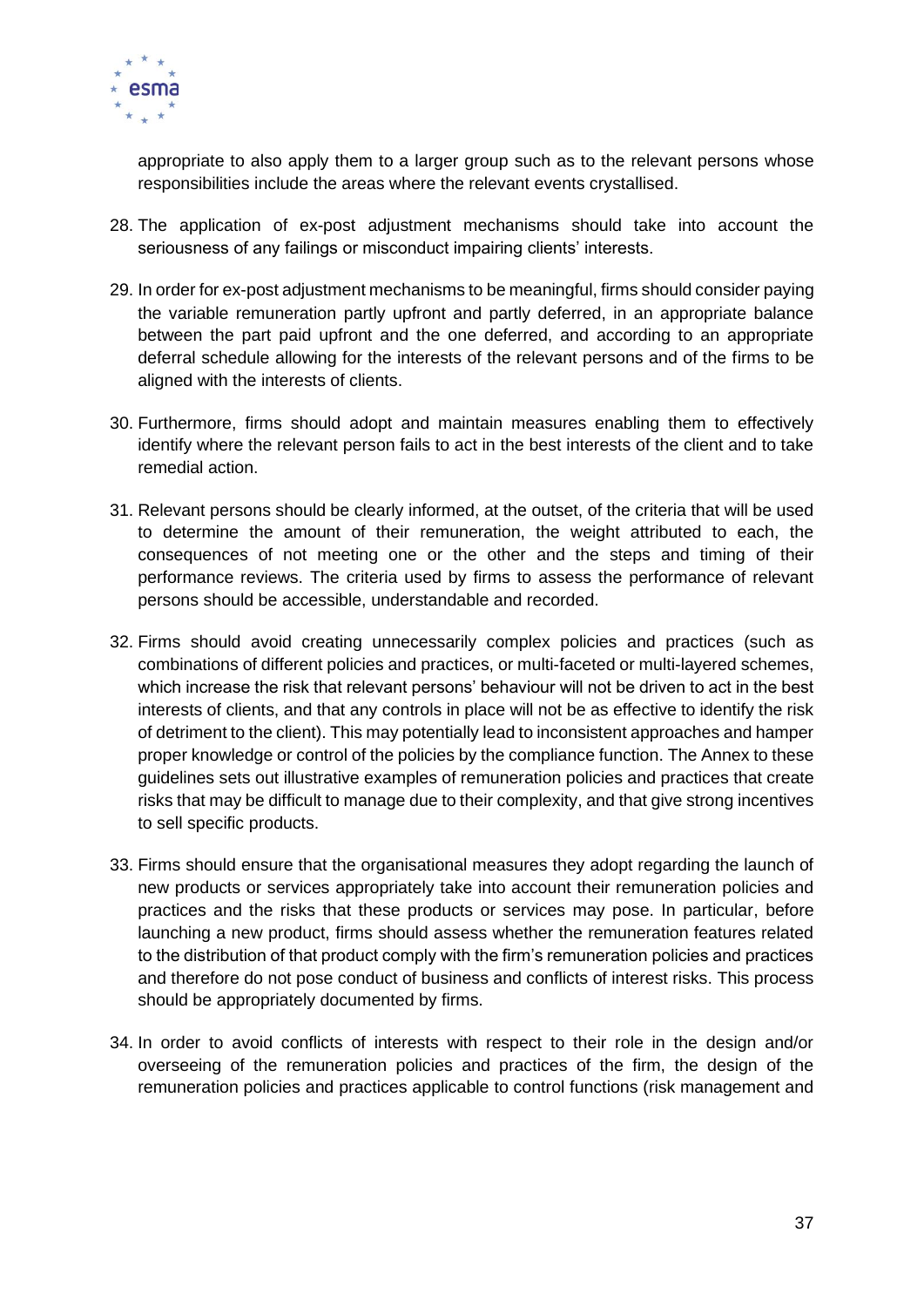appropriate to also apply them to a larger group such as to the relevant persons whose responsibilities include the areas where the relevant events crystallised.

28. The application of ex-post adjustment mechanisms should take into account the seriousness of any failings or misconduct impairing clients' interests.

29. In order for ex-post adjustment mechanisms to be meaningful, firms should consider paying the variable remuneration partly upfront and partly deferred, in an appropriate balance between the part paid upfront and the one deferred, and according to an appropriate deferral schedule allowing for the interests of the relevant persons and of the firms to be aligned with the interests of clients.

30. Furthermore, firms should adopt and maintain measures enabling them to effectively identify where the relevant person fails to act in the best interests of the client and to take remedial action.

31. Relevant persons should be clearly informed, at the outset, of the criteria that will be used to determine the amount of their remuneration, the weight attributed to each, the consequences of not meeting one or the other and the steps and timing of their performance reviews. The criteria used by firms to assess the performance of relevant persons should be accessible, understandable and recorded.

32. Firms should avoid creating unnecessarily complex policies and practices (such as combinations of different policies and practices, or multi-faceted or multi-layered schemes, which increase the risk that relevant persons' behaviour will not be driven to act in the best interests of clients, and that any controls in place will not be as effective to identify the risk of detriment to the client). This may potentially lead to inconsistent approaches and hamper proper knowledge or control of the policies by the compliance function. The Annex to these guidelines sets out illustrative examples of remuneration policies and practices that create risks that may be difficult to manage due to their complexity, and that give strong incentives to sell specific products.

33. Firms should ensure that the organisational measures they adopt regarding the launch of new products or services appropriately take into account their remuneration policies and practices and the risks that these products or services may pose. In particular, before launching a new product, firms should assess whether the remuneration features related to the distribution of that product comply with the firm's remuneration policies and practices and therefore do not pose conduct of business and conflicts of interest risks. This process should be appropriately documented by firms.

34. In order to avoid conflicts of interests with respect to their role in the design and/or overseeing of the remuneration policies and practices of the firm, the design of the remuneration policies and practices applicable to control functions (risk management and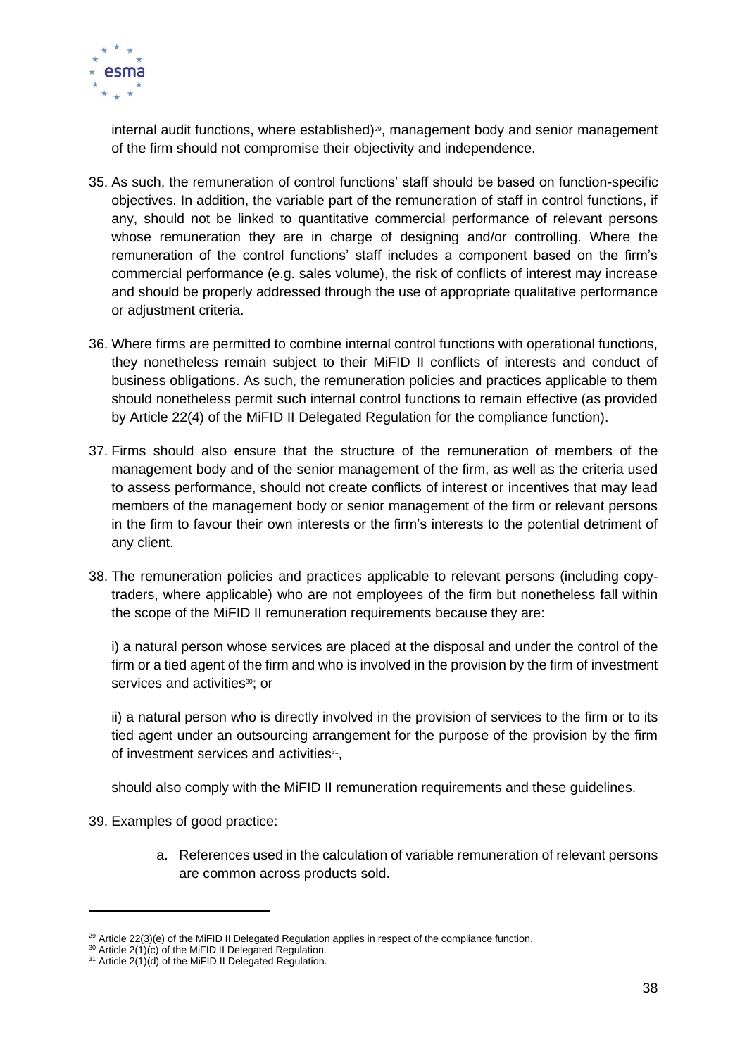internal audit functions, where established)[29], management body and senior management of the firm should not compromise their objectivity and independence.

35. As such, the remuneration of control functions' staff should be based on function-specific objectives. In addition, the variable part of the remuneration of staff in control functions, if any, should not be linked to quantitative commercial performance of relevant persons whose remuneration they are in charge of designing and/or controlling. Where the remuneration of the control functions' staff includes a component based on the firm's commercial performance (e.g. sales volume), the risk of conflicts of interest may increase and should be properly addressed through the use of appropriate qualitative performance or adjustment criteria.

36. Where firms are permitted to combine internal control functions with operational functions, they nonetheless remain subject to their MiFID II conflicts of interests and conduct of business obligations. As such, the remuneration policies and practices applicable to them should nonetheless permit such internal control functions to remain effective (as provided by Article 22(4) of the MiFID II Delegated Regulation for the compliance function).

37. Firms should also ensure that the structure of the remuneration of members of the management body and of the senior management of the firm, as well as the criteria used to assess performance, should not create conflicts of interest or incentives that may lead members of the management body or senior management of the firm or relevant persons in the firm to favour their own interests or the firm's interests to the potential detriment of any client.

38. The remuneration policies and practices applicable to relevant persons (including copy-traders, where applicable) who are not employees of the firm but nonetheless fall within the scope of the MiFID II remuneration requirements because they are:

   i) a natural person whose services are placed at the disposal and under the control of the firm or a tied agent of the firm and who is involved in the provision by the firm of investment services and activities[30]; or

   ii) a natural person who is directly involved in the provision of services to the firm or to its tied agent under an outsourcing arrangement for the purpose of the provision by the firm of investment services and activities[31],

   should also comply with the MiFID II remuneration requirements and these guidelines.

39. Examples of good practice:

   a. References used in the calculation of variable remuneration of relevant persons are common across products sold.

---

[29] Article 22(3)(e) of the MiFID II Delegated Regulation applies in respect of the compliance function.

[30] Article 2(1)(c) of the MiFID II Delegated Regulation.

[31] Article 2(1)(d) of the MiFID II Delegated Regulation.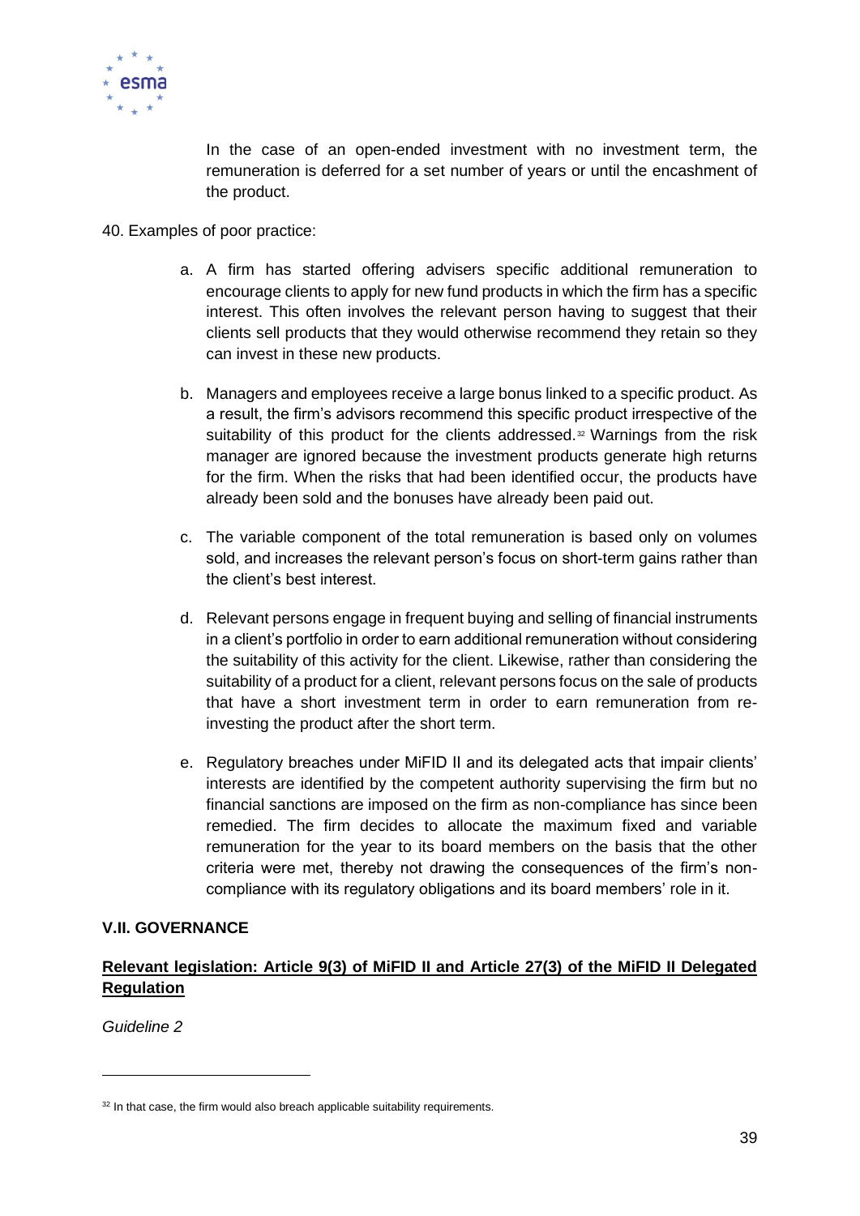In the case of an open-ended investment with no investment term, the remuneration is deferred for a set number of years or until the encashment of the product.

40. Examples of poor practice:

a. A firm has started offering advisers specific additional remuneration to encourage clients to apply for new fund products in which the firm has a specific interest. This often involves the relevant person having to suggest that their clients sell products that they would otherwise recommend they retain so they can invest in these new products.

b. Managers and employees receive a large bonus linked to a specific product. As a result, the firm's advisors recommend this specific product irrespective of the suitability of this product for the clients addressed.[32] Warnings from the risk manager are ignored because the investment products generate high returns for the firm. When the risks that had been identified occur, the products have already been sold and the bonuses have already been paid out.

c. The variable component of the total remuneration is based only on volumes sold, and increases the relevant person's focus on short-term gains rather than the client's best interest.

d. Relevant persons engage in frequent buying and selling of financial instruments in a client's portfolio in order to earn additional remuneration without considering the suitability of this activity for the client. Likewise, rather than considering the suitability of a product for a client, relevant persons focus on the sale of products that have a short investment term in order to earn remuneration from re-investing the product after the short term.

e. Regulatory breaches under MiFID II and its delegated acts that impair clients' interests are identified by the competent authority supervising the firm but no financial sanctions are imposed on the firm as non-compliance has since been remedied. The firm decides to allocate the maximum fixed and variable remuneration for the year to its board members on the basis that the other criteria were met, thereby not drawing the consequences of the firm's non-compliance with its regulatory obligations and its board members' role in it.

### V.II. GOVERNANCE

**Relevant legislation: Article 9(3) of MiFID II and Article 27(3) of the MiFID II Delegated Regulation**

*Guideline 2*

[32] In that case, the firm would also breach applicable suitability requirements.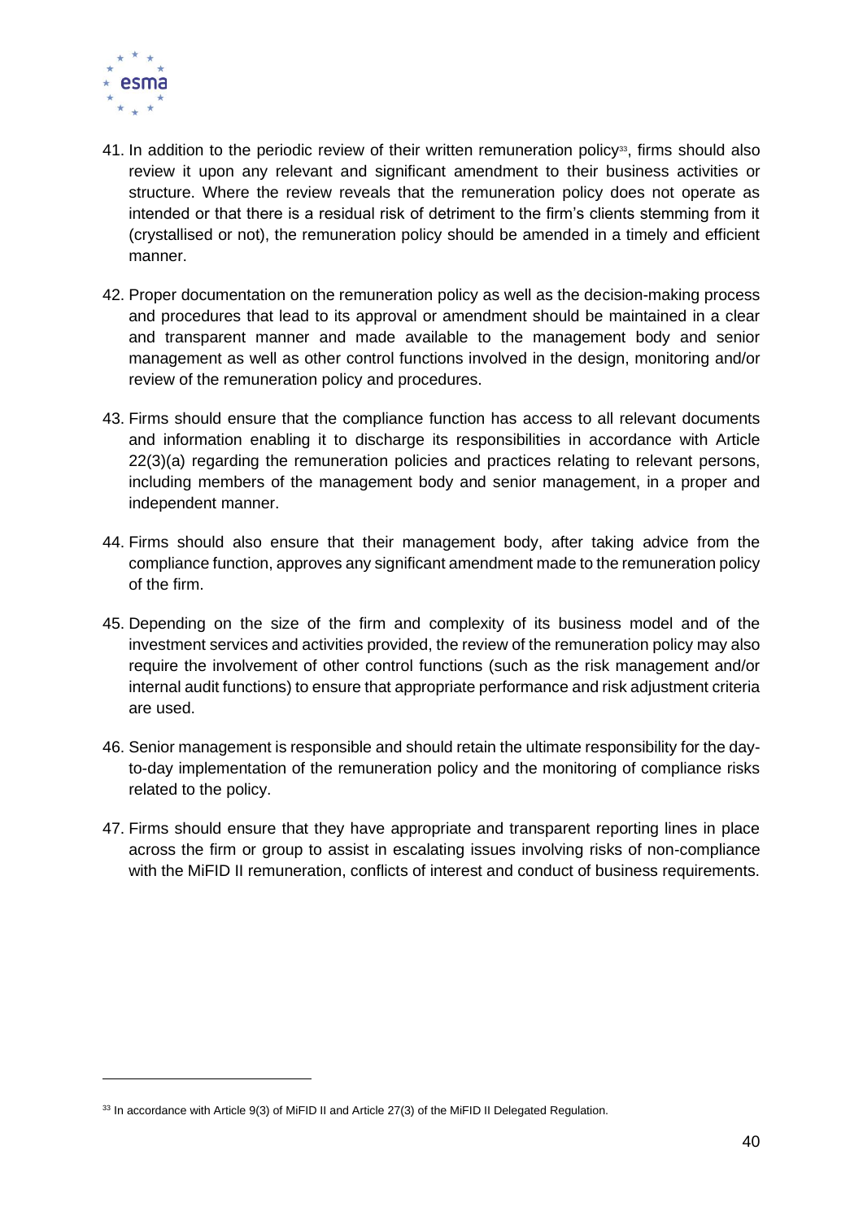41. In addition to the periodic review of their written remuneration policy[33], firms should also review it upon any relevant and significant amendment to their business activities or structure. Where the review reveals that the remuneration policy does not operate as intended or that there is a residual risk of detriment to the firm's clients stemming from it (crystallised or not), the remuneration policy should be amended in a timely and efficient manner.

42. Proper documentation on the remuneration policy as well as the decision-making process and procedures that lead to its approval or amendment should be maintained in a clear and transparent manner and made available to the management body and senior management as well as other control functions involved in the design, monitoring and/or review of the remuneration policy and procedures.

43. Firms should ensure that the compliance function has access to all relevant documents and information enabling it to discharge its responsibilities in accordance with Article 22(3)(a) regarding the remuneration policies and practices relating to relevant persons, including members of the management body and senior management, in a proper and independent manner.

44. Firms should also ensure that their management body, after taking advice from the compliance function, approves any significant amendment made to the remuneration policy of the firm.

45. Depending on the size of the firm and complexity of its business model and of the investment services and activities provided, the review of the remuneration policy may also require the involvement of other control functions (such as the risk management and/or internal audit functions) to ensure that appropriate performance and risk adjustment criteria are used.

46. Senior management is responsible and should retain the ultimate responsibility for the day-to-day implementation of the remuneration policy and the monitoring of compliance risks related to the policy.

47. Firms should ensure that they have appropriate and transparent reporting lines in place across the firm or group to assist in escalating issues involving risks of non-compliance with the MiFID II remuneration, conflicts of interest and conduct of business requirements.

---

[33] In accordance with Article 9(3) of MiFID II and Article 27(3) of the MiFID II Delegated Regulation.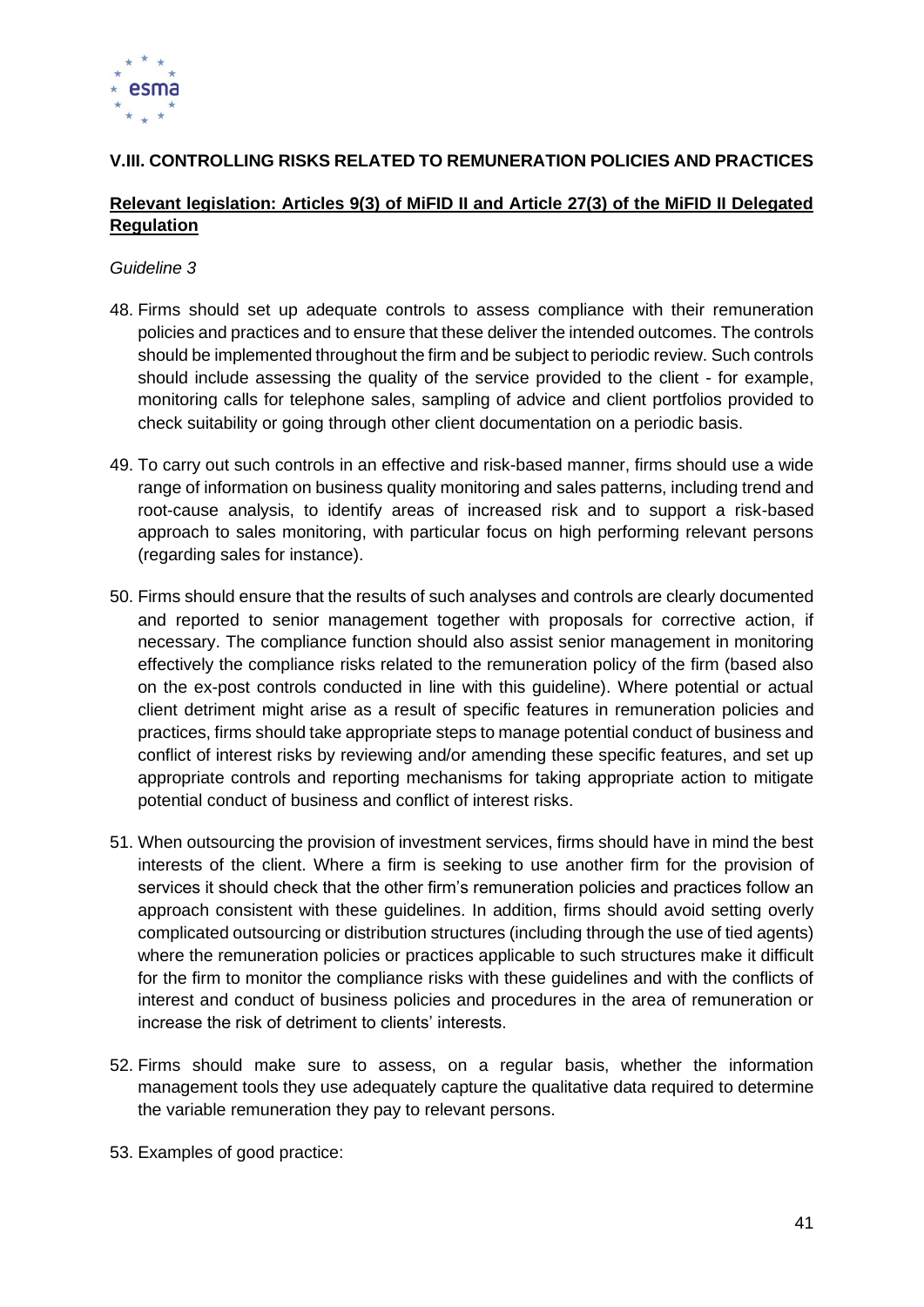### V.III. CONTROLLING RISKS RELATED TO REMUNERATION POLICIES AND PRACTICES

**Relevant legislation: Articles 9(3) of MiFID II and Article 27(3) of the MiFID II Delegated Regulation**

*Guideline 3*

48. Firms should set up adequate controls to assess compliance with their remuneration policies and practices and to ensure that these deliver the intended outcomes. The controls should be implemented throughout the firm and be subject to periodic review. Such controls should include assessing the quality of the service provided to the client - for example, monitoring calls for telephone sales, sampling of advice and client portfolios provided to check suitability or going through other client documentation on a periodic basis.

49. To carry out such controls in an effective and risk-based manner, firms should use a wide range of information on business quality monitoring and sales patterns, including trend and root-cause analysis, to identify areas of increased risk and to support a risk-based approach to sales monitoring, with particular focus on high performing relevant persons (regarding sales for instance).

50. Firms should ensure that the results of such analyses and controls are clearly documented and reported to senior management together with proposals for corrective action, if necessary. The compliance function should also assist senior management in monitoring effectively the compliance risks related to the remuneration policy of the firm (based also on the ex-post controls conducted in line with this guideline). Where potential or actual client detriment might arise as a result of specific features in remuneration policies and practices, firms should take appropriate steps to manage potential conduct of business and conflict of interest risks by reviewing and/or amending these specific features, and set up appropriate controls and reporting mechanisms for taking appropriate action to mitigate potential conduct of business and conflict of interest risks.

51. When outsourcing the provision of investment services, firms should have in mind the best interests of the client. Where a firm is seeking to use another firm for the provision of services it should check that the other firm's remuneration policies and practices follow an approach consistent with these guidelines. In addition, firms should avoid setting overly complicated outsourcing or distribution structures (including through the use of tied agents) where the remuneration policies or practices applicable to such structures make it difficult for the firm to monitor the compliance risks with these guidelines and with the conflicts of interest and conduct of business policies and procedures in the area of remuneration or increase the risk of detriment to clients' interests.

52. Firms should make sure to assess, on a regular basis, whether the information management tools they use adequately capture the qualitative data required to determine the variable remuneration they pay to relevant persons.

53. Examples of good practice: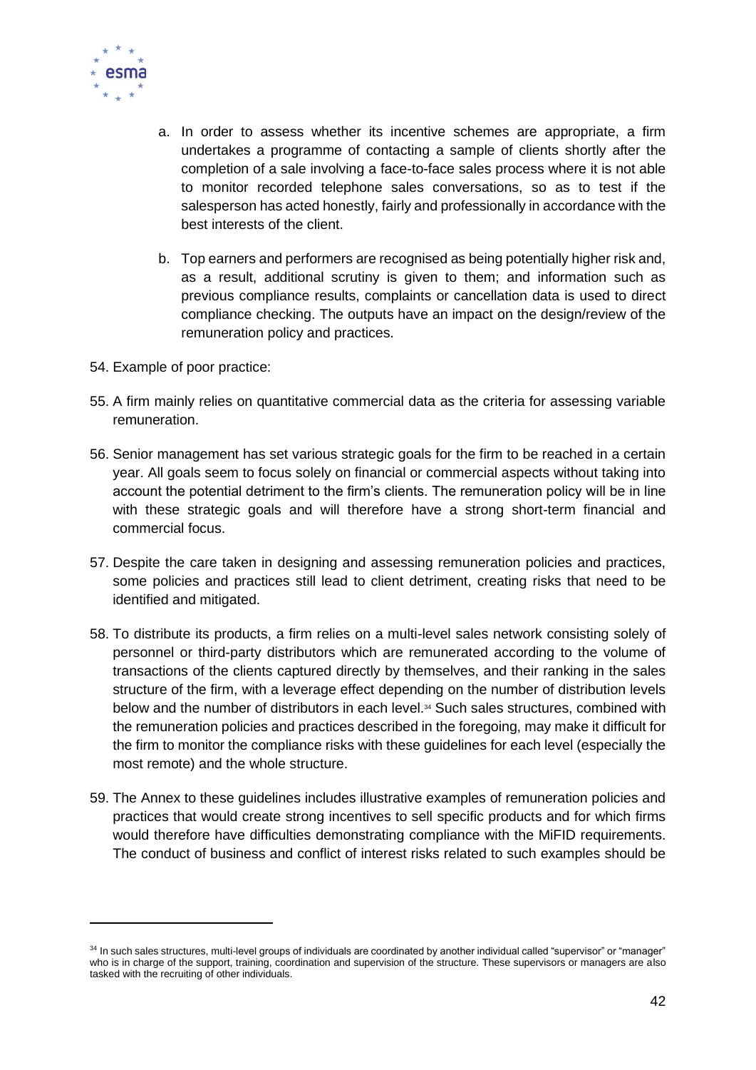a. In order to assess whether its incentive schemes are appropriate, a firm undertakes a programme of contacting a sample of clients shortly after the completion of a sale involving a face-to-face sales process where it is not able to monitor recorded telephone sales conversations, so as to test if the salesperson has acted honestly, fairly and professionally in accordance with the best interests of the client.

b. Top earners and performers are recognised as being potentially higher risk and, as a result, additional scrutiny is given to them; and information such as previous compliance results, complaints or cancellation data is used to direct compliance checking. The outputs have an impact on the design/review of the remuneration policy and practices.

54. Example of poor practice:

55. A firm mainly relies on quantitative commercial data as the criteria for assessing variable remuneration.

56. Senior management has set various strategic goals for the firm to be reached in a certain year. All goals seem to focus solely on financial or commercial aspects without taking into account the potential detriment to the firm's clients. The remuneration policy will be in line with these strategic goals and will therefore have a strong short-term financial and commercial focus.

57. Despite the care taken in designing and assessing remuneration policies and practices, some policies and practices still lead to client detriment, creating risks that need to be identified and mitigated.

58. To distribute its products, a firm relies on a multi-level sales network consisting solely of personnel or third-party distributors which are remunerated according to the volume of transactions of the clients captured directly by themselves, and their ranking in the sales structure of the firm, with a leverage effect depending on the number of distribution levels below and the number of distributors in each level.[34] Such sales structures, combined with the remuneration policies and practices described in the foregoing, may make it difficult for the firm to monitor the compliance risks with these guidelines for each level (especially the most remote) and the whole structure.

59. The Annex to these guidelines includes illustrative examples of remuneration policies and practices that would create strong incentives to sell specific products and for which firms would therefore have difficulties demonstrating compliance with the MiFID requirements. The conduct of business and conflict of interest risks related to such examples should be

[34] In such sales structures, multi-level groups of individuals are coordinated by another individual called "supervisor" or "manager" who is in charge of the support, training, coordination and supervision of the structure. These supervisors or managers are also tasked with the recruiting of other individuals.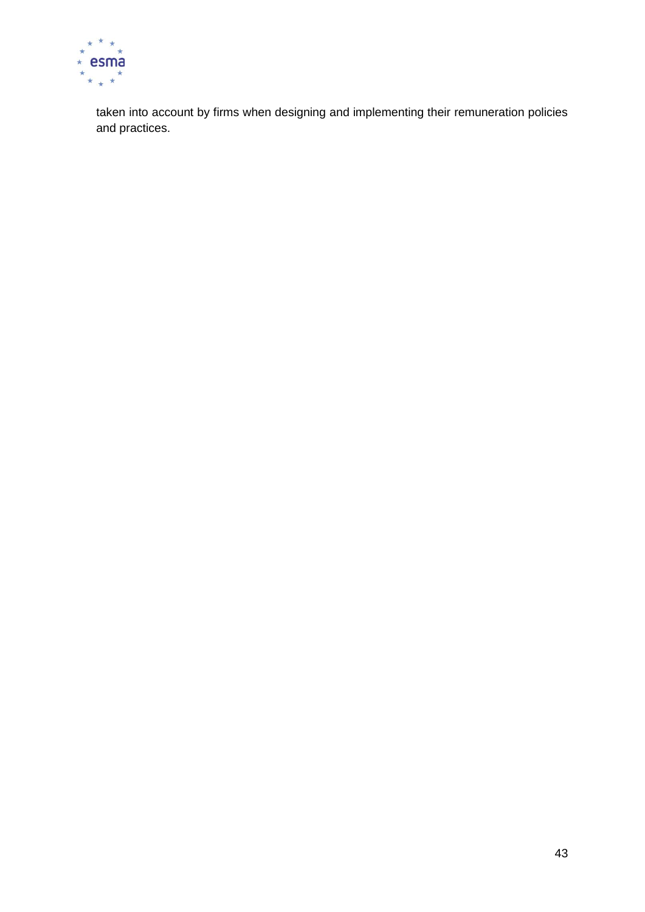taken into account by firms when designing and implementing their remuneration policies and practices.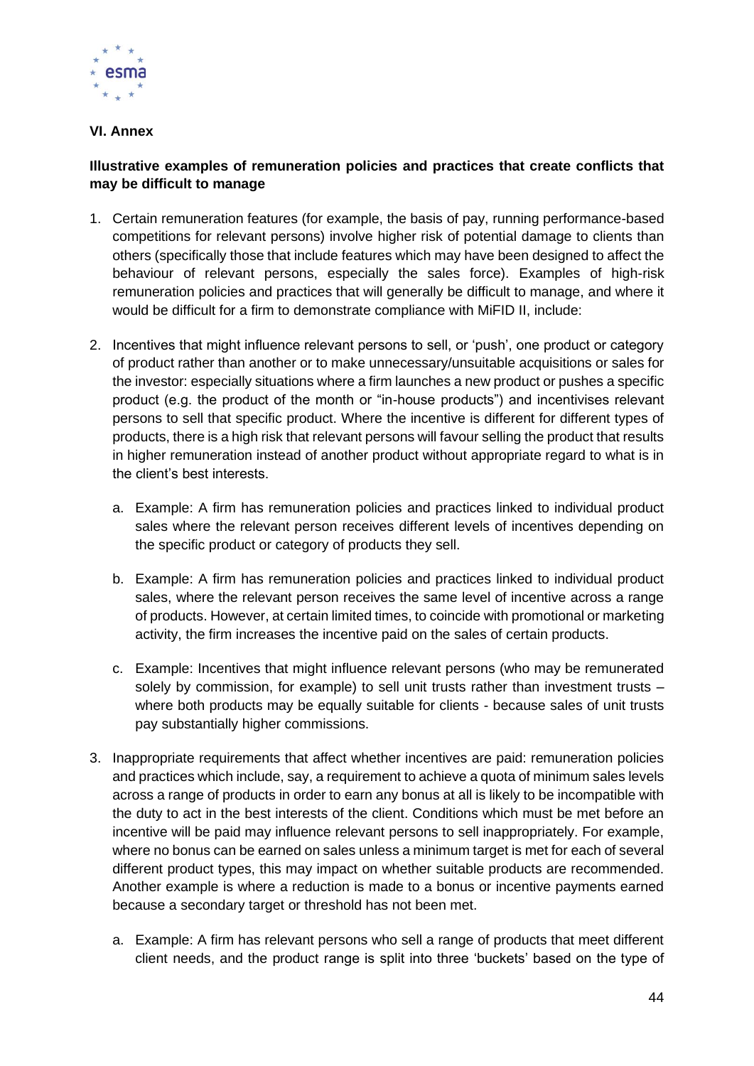## VI. Annex

**Illustrative examples of remuneration policies and practices that create conflicts that may be difficult to manage**

1. Certain remuneration features (for example, the basis of pay, running performance-based competitions for relevant persons) involve higher risk of potential damage to clients than others (specifically those that include features which may have been designed to affect the behaviour of relevant persons, especially the sales force). Examples of high-risk remuneration policies and practices that will generally be difficult to manage, and where it would be difficult for a firm to demonstrate compliance with MiFID II, include:

2. Incentives that might influence relevant persons to sell, or 'push', one product or category of product rather than another or to make unnecessary/unsuitable acquisitions or sales for the investor: especially situations where a firm launches a new product or pushes a specific product (e.g. the product of the month or "in-house products") and incentivises relevant persons to sell that specific product. Where the incentive is different for different types of products, there is a high risk that relevant persons will favour selling the product that results in higher remuneration instead of another product without appropriate regard to what is in the client's best interests.

   a. Example: A firm has remuneration policies and practices linked to individual product sales where the relevant person receives different levels of incentives depending on the specific product or category of products they sell.

   b. Example: A firm has remuneration policies and practices linked to individual product sales, where the relevant person receives the same level of incentive across a range of products. However, at certain limited times, to coincide with promotional or marketing activity, the firm increases the incentive paid on the sales of certain products.

   c. Example: Incentives that might influence relevant persons (who may be remunerated solely by commission, for example) to sell unit trusts rather than investment trusts – where both products may be equally suitable for clients - because sales of unit trusts pay substantially higher commissions.

3. Inappropriate requirements that affect whether incentives are paid: remuneration policies and practices which include, say, a requirement to achieve a quota of minimum sales levels across a range of products in order to earn any bonus at all is likely to be incompatible with the duty to act in the best interests of the client. Conditions which must be met before an incentive will be paid may influence relevant persons to sell inappropriately. For example, where no bonus can be earned on sales unless a minimum target is met for each of several different product types, this may impact on whether suitable products are recommended. Another example is where a reduction is made to a bonus or incentive payments earned because a secondary target or threshold has not been met.

   a. Example: A firm has relevant persons who sell a range of products that meet different client needs, and the product range is split into three 'buckets' based on the type of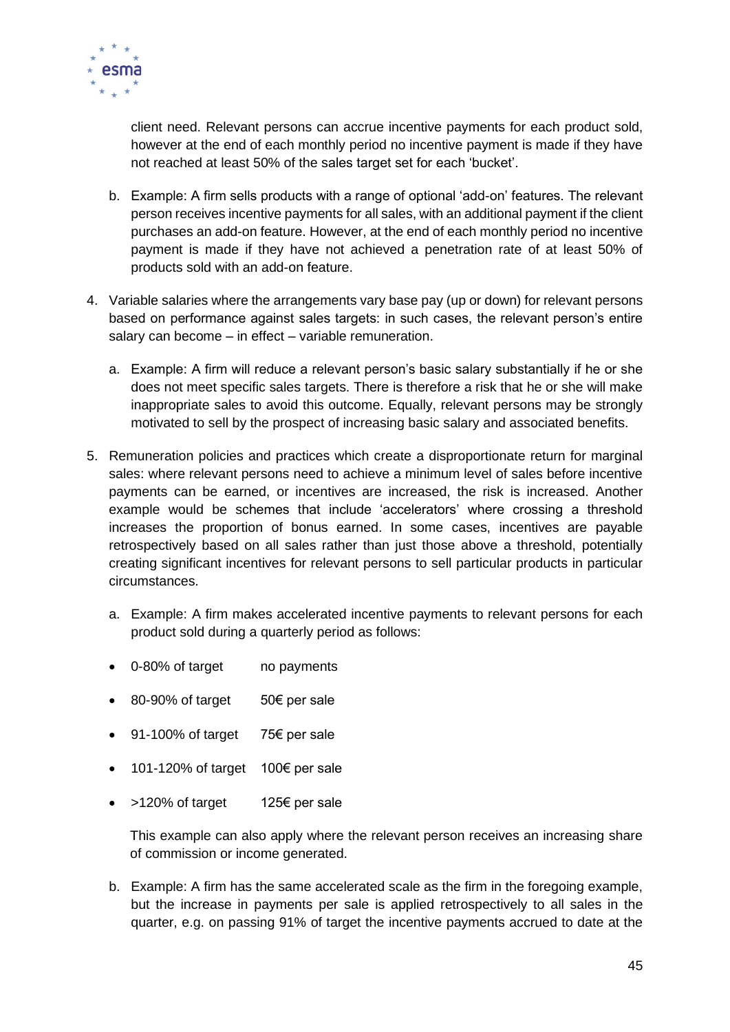client need. Relevant persons can accrue incentive payments for each product sold, however at the end of each monthly period no incentive payment is made if they have not reached at least 50% of the sales target set for each 'bucket'.

b. Example: A firm sells products with a range of optional 'add-on' features. The relevant person receives incentive payments for all sales, with an additional payment if the client purchases an add-on feature. However, at the end of each monthly period no incentive payment is made if they have not achieved a penetration rate of at least 50% of products sold with an add-on feature.

4. Variable salaries where the arrangements vary base pay (up or down) for relevant persons based on performance against sales targets: in such cases, the relevant person's entire salary can become – in effect – variable remuneration.

   a. Example: A firm will reduce a relevant person's basic salary substantially if he or she does not meet specific sales targets. There is therefore a risk that he or she will make inappropriate sales to avoid this outcome. Equally, relevant persons may be strongly motivated to sell by the prospect of increasing basic salary and associated benefits.

5. Remuneration policies and practices which create a disproportionate return for marginal sales: where relevant persons need to achieve a minimum level of sales before incentive payments can be earned, or incentives are increased, the risk is increased. Another example would be schemes that include 'accelerators' where crossing a threshold increases the proportion of bonus earned. In some cases, incentives are payable retrospectively based on all sales rather than just those above a threshold, potentially creating significant incentives for relevant persons to sell particular products in particular circumstances.

   a. Example: A firm makes accelerated incentive payments to relevant persons for each product sold during a quarterly period as follows:

   - 0-80% of target no payments
   - 80-90% of target 50€ per sale
   - 91-100% of target 75€ per sale
   - 101-120% of target 100€ per sale
   - >120% of target 125€ per sale

   This example can also apply where the relevant person receives an increasing share of commission or income generated.

   b. Example: A firm has the same accelerated scale as the firm in the foregoing example, but the increase in payments per sale is applied retrospectively to all sales in the quarter, e.g. on passing 91% of target the incentive payments accrued to date at the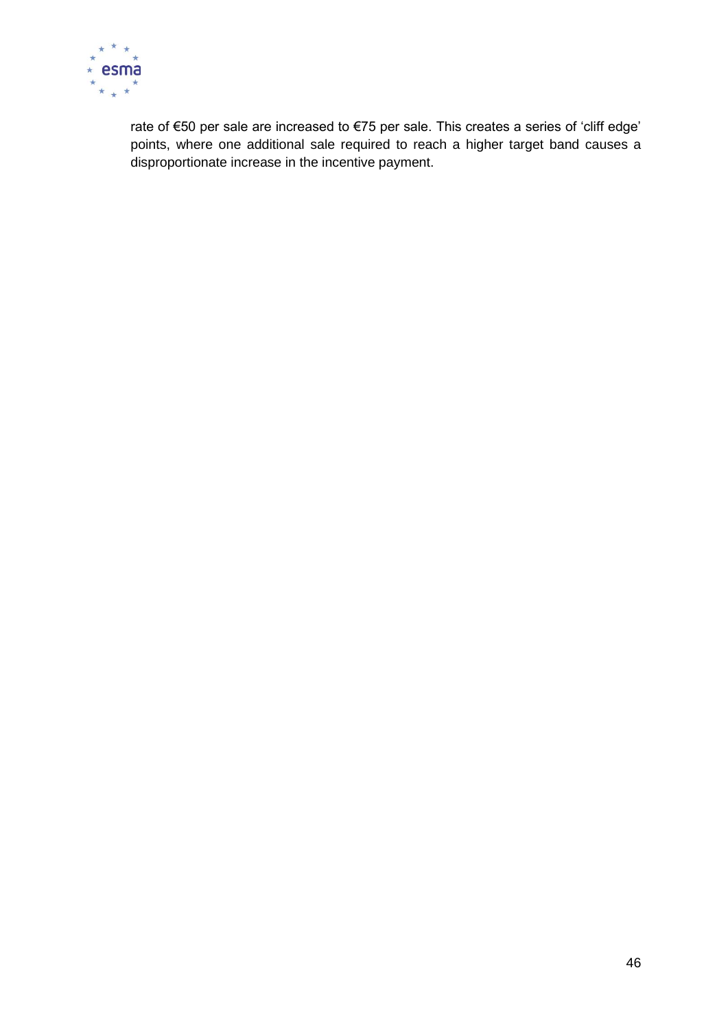rate of €50 per sale are increased to €75 per sale. This creates a series of 'cliff edge' points, where one additional sale required to reach a higher target band causes a disproportionate increase in the incentive payment.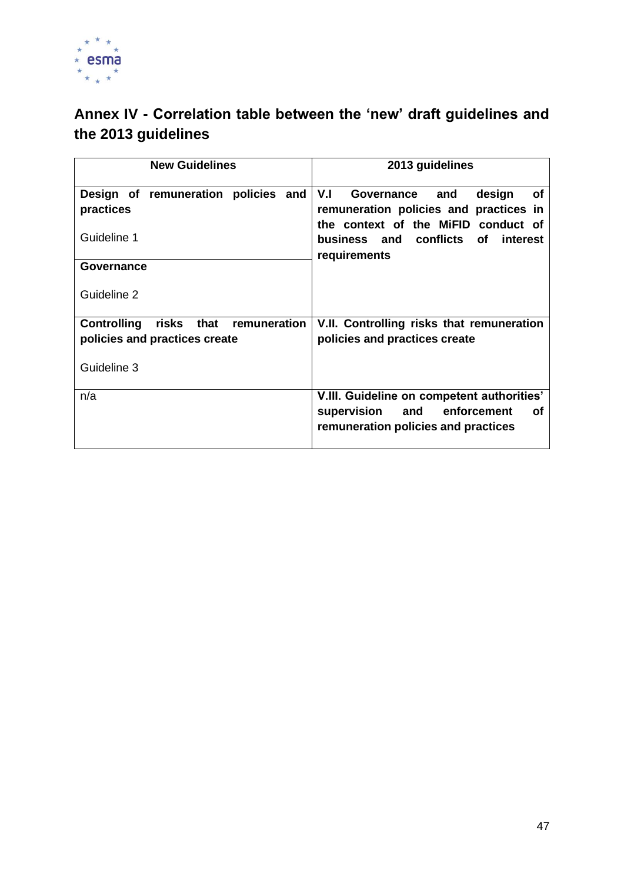## Annex IV - Correlation table between the ‘new’ draft guidelines and the 2013 guidelines

| New Guidelines | 2013 guidelines |
|---|---|
| **Design of remuneration policies and practices**<br><br>Guideline 1 | **V.I Governance and design of remuneration policies and practices in the context of the MiFID conduct of business and conflicts of interest requirements** |
| **Governance**<br><br>Guideline 2 | |
| **Controlling risks that remuneration policies and practices create**<br><br>Guideline 3 | **V.II. Controlling risks that remuneration policies and practices create** |
| n/a | **V.III. Guideline on competent authorities’ supervision and enforcement of remuneration policies and practices** |